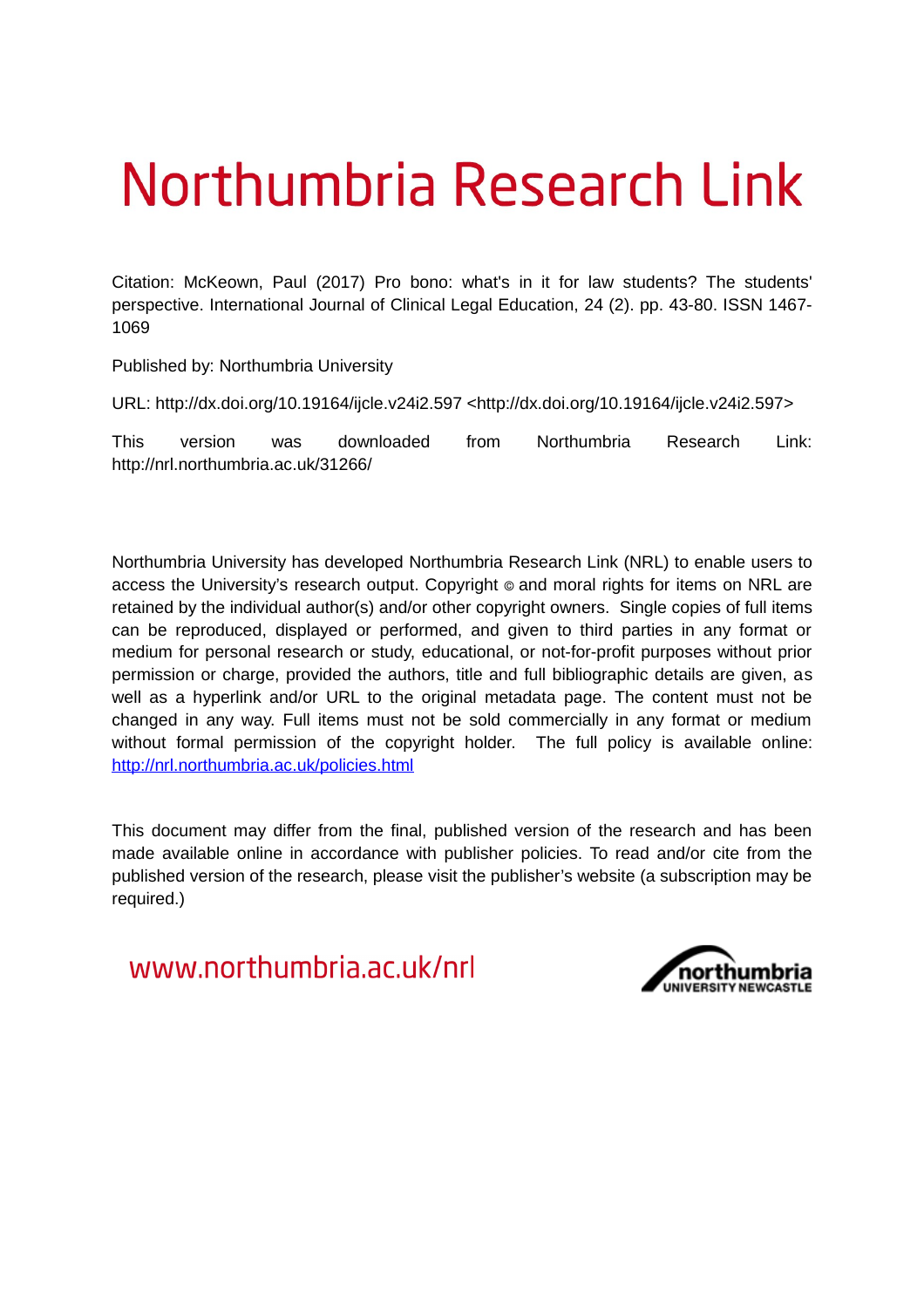# Northumbria Research Link

Citation: McKeown, Paul (2017) Pro bono: what's in it for law students? The students' perspective. International Journal of Clinical Legal Education, 24 (2). pp. 43-80. ISSN 1467-1069

Published by: Northumbria University

URL: http://dx.doi.org/10.19164/ijcle.v24i2.597 <http://dx.doi.org/10.19164/ijcle.v24i2.597>

This version was downloaded from Northumbria Research Link: http://nrl.northumbria.ac.uk/31266/

Northumbria University has developed Northumbria Research Link (NRL) to enable users to access the University's research output. Copyright © and moral rights for items on NRL are retained by the individual author(s) and/or other copyright owners. Single copies of full items can be reproduced, displayed or performed, and given to third parties in any format or medium for personal research or study, educational, or not-for-profit purposes without prior permission or charge, provided the authors, title and full bibliographic details are given, as well as a hyperlink and/or URL to the original metadata page. The content must not be changed in any way. Full items must not be sold commercially in any format or medium without formal permission of the copyright holder. The full policy is available online: http://nrl.northumbria.ac.uk/policies.html

This document may differ from the final, published version of the research and has been made available online in accordance with publisher policies. To read and/or cite from the published version of the research, please visit the publisher's website (a subscription may be required.)

www.northumbria.ac.uk/nrl

northumbria UNIVERSITY NEWCASTLE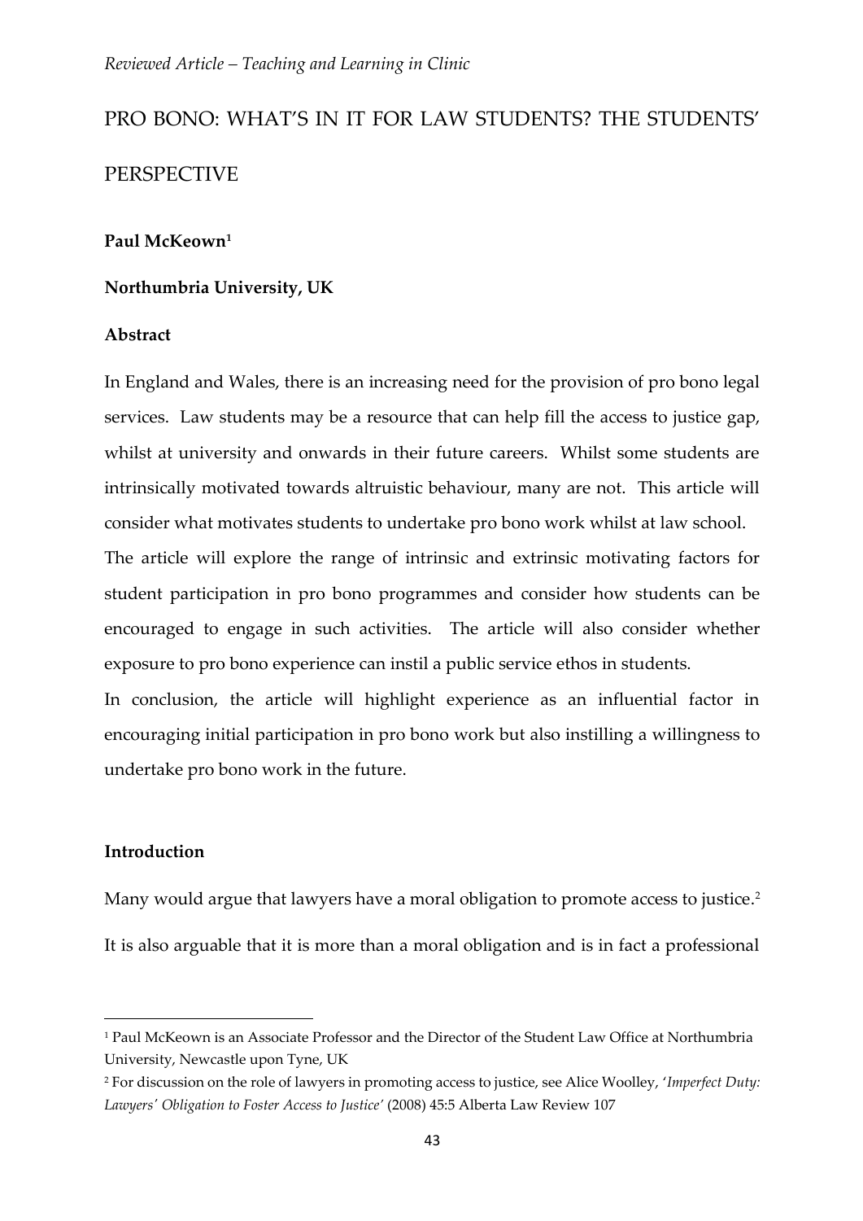*Reviewed Article – Teaching and Learning in Clinic*

# PRO BONO: WHAT'S IN IT FOR LAW STUDENTS? THE STUDENTS' PERSPECTIVE

**Paul McKeown**[1]

**Northumbria University, UK**

## Abstract

In England and Wales, there is an increasing need for the provision of pro bono legal services. Law students may be a resource that can help fill the access to justice gap, whilst at university and onwards in their future careers. Whilst some students are intrinsically motivated towards altruistic behaviour, many are not. This article will consider what motivates students to undertake pro bono work whilst at law school.

The article will explore the range of intrinsic and extrinsic motivating factors for student participation in pro bono programmes and consider how students can be encouraged to engage in such activities. The article will also consider whether exposure to pro bono experience can instil a public service ethos in students.

In conclusion, the article will highlight experience as an influential factor in encouraging initial participation in pro bono work but also instilling a willingness to undertake pro bono work in the future.

## Introduction

Many would argue that lawyers have a moral obligation to promote access to justice.[2] It is also arguable that it is more than a moral obligation and is in fact a professional

---

[1] Paul McKeown is an Associate Professor and the Director of the Student Law Office at Northumbria University, Newcastle upon Tyne, UK

[2] For discussion on the role of lawyers in promoting access to justice, see Alice Woolley, '*Imperfect Duty: Lawyers' Obligation to Foster Access to Justice*' (2008) 45:5 Alberta Law Review 107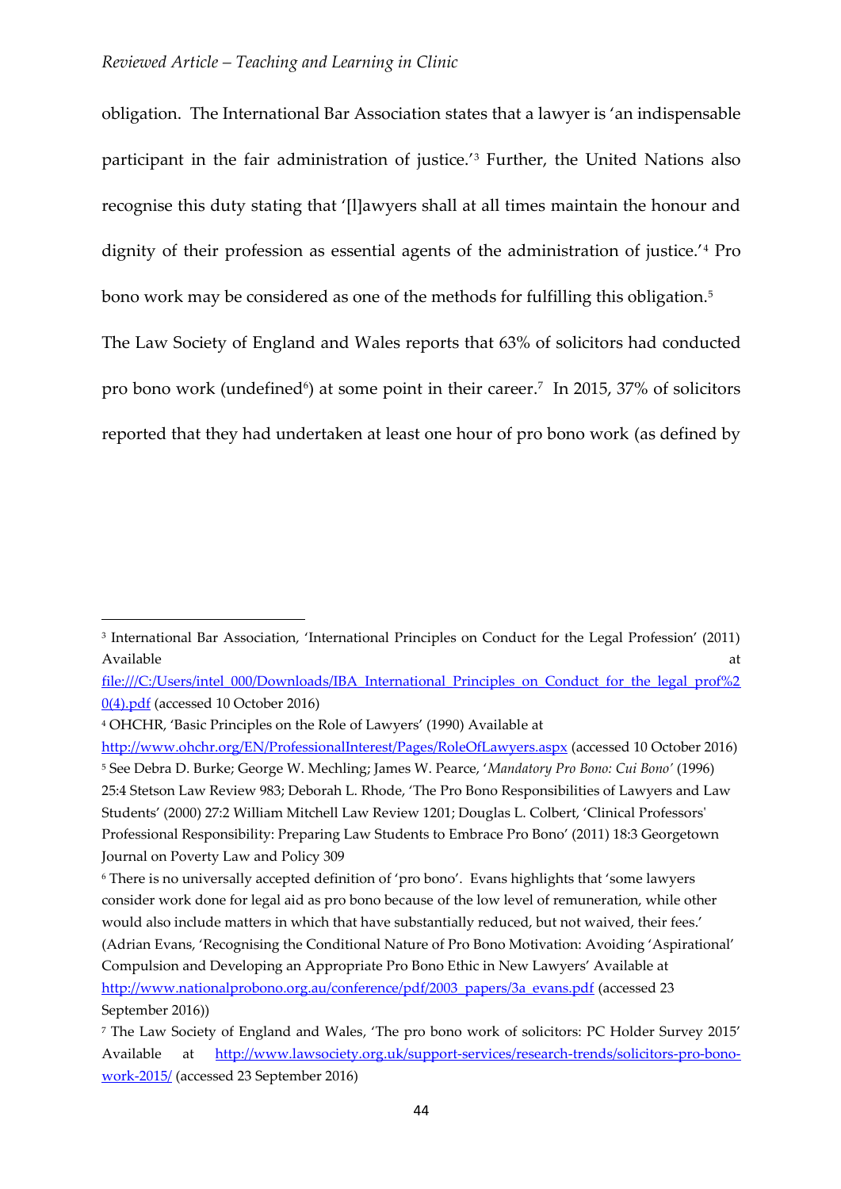obligation. The International Bar Association states that a lawyer is 'an indispensable participant in the fair administration of justice.'[3] Further, the United Nations also recognise this duty stating that '[l]awyers shall at all times maintain the honour and dignity of their profession as essential agents of the administration of justice.'[4] Pro bono work may be considered as one of the methods for fulfilling this obligation.[5]

The Law Society of England and Wales reports that 63% of solicitors had conducted pro bono work (undefined[6]) at some point in their career.[7] In 2015, 37% of solicitors reported that they had undertaken at least one hour of pro bono work (as defined by

---

[3] International Bar Association, 'International Principles on Conduct for the Legal Profession' (2011) Available at file:///C:/Users/intel_000/Downloads/IBA_International_Principles_on_Conduct_for_the_legal_prof%20(4).pdf (accessed 10 October 2016)

[4] OHCHR, 'Basic Principles on the Role of Lawyers' (1990) Available at http://www.ohchr.org/EN/ProfessionalInterest/Pages/RoleOfLawyers.aspx (accessed 10 October 2016)

[5] See Debra D. Burke; George W. Mechling; James W. Pearce, '*Mandatory Pro Bono: Cui Bono'* (1996) 25:4 Stetson Law Review 983; Deborah L. Rhode, 'The Pro Bono Responsibilities of Lawyers and Law Students' (2000) 27:2 William Mitchell Law Review 1201; Douglas L. Colbert, 'Clinical Professors' Professional Responsibility: Preparing Law Students to Embrace Pro Bono' (2011) 18:3 Georgetown Journal on Poverty Law and Policy 309

[6] There is no universally accepted definition of 'pro bono'. Evans highlights that 'some lawyers consider work done for legal aid as pro bono because of the low level of remuneration, while other would also include matters in which that have substantially reduced, but not waived, their fees.' (Adrian Evans, 'Recognising the Conditional Nature of Pro Bono Motivation: Avoiding 'Aspirational' Compulsion and Developing an Appropriate Pro Bono Ethic in New Lawyers' Available at http://www.nationalprobono.org.au/conference/pdf/2003_papers/3a_evans.pdf (accessed 23 September 2016))

[7] The Law Society of England and Wales, 'The pro bono work of solicitors: PC Holder Survey 2015' Available at http://www.lawsociety.org.uk/support-services/research-trends/solicitors-pro-bono-work-2015/ (accessed 23 September 2016)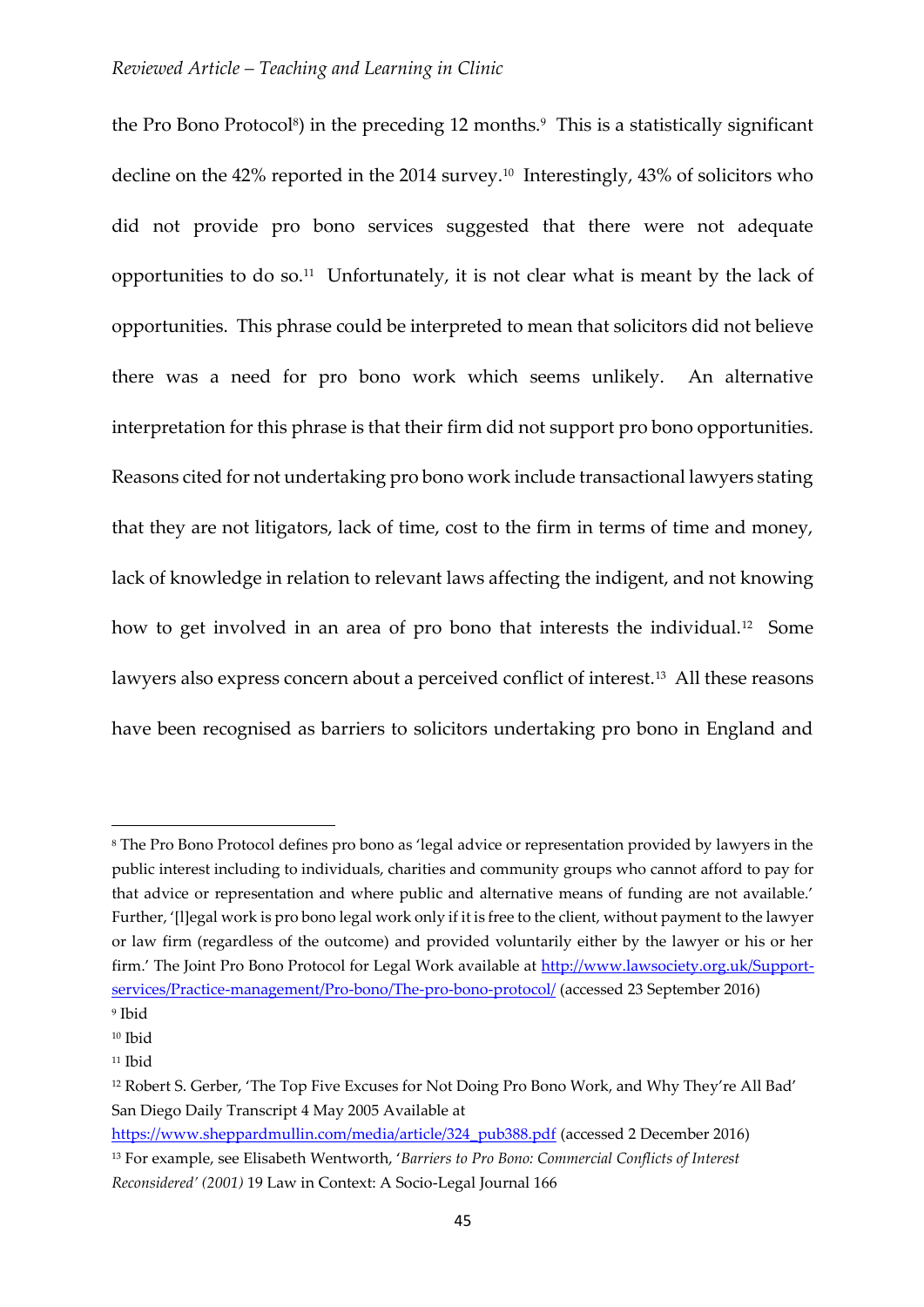the Pro Bono Protocol[8]) in the preceding 12 months.[9] This is a statistically significant decline on the 42% reported in the 2014 survey.[10] Interestingly, 43% of solicitors who did not provide pro bono services suggested that there were not adequate opportunities to do so.[11] Unfortunately, it is not clear what is meant by the lack of opportunities. This phrase could be interpreted to mean that solicitors did not believe there was a need for pro bono work which seems unlikely. An alternative interpretation for this phrase is that their firm did not support pro bono opportunities. Reasons cited for not undertaking pro bono work include transactional lawyers stating that they are not litigators, lack of time, cost to the firm in terms of time and money, lack of knowledge in relation to relevant laws affecting the indigent, and not knowing how to get involved in an area of pro bono that interests the individual.[12] Some lawyers also express concern about a perceived conflict of interest.[13] All these reasons have been recognised as barriers to solicitors undertaking pro bono in England and

---

[8] The Pro Bono Protocol defines pro bono as 'legal advice or representation provided by lawyers in the public interest including to individuals, charities and community groups who cannot afford to pay for that advice or representation and where public and alternative means of funding are not available.' Further, '[l]egal work is pro bono legal work only if it is free to the client, without payment to the lawyer or law firm (regardless of the outcome) and provided voluntarily either by the lawyer or his or her firm.' The Joint Pro Bono Protocol for Legal Work available at http://www.lawsociety.org.uk/Support-services/Practice-management/Pro-bono/The-pro-bono-protocol/ (accessed 23 September 2016)

[9] Ibid

[10] Ibid

[11] Ibid

[12] Robert S. Gerber, 'The Top Five Excuses for Not Doing Pro Bono Work, and Why They're All Bad' San Diego Daily Transcript 4 May 2005 Available at https://www.sheppardmullin.com/media/article/324_pub388.pdf (accessed 2 December 2016)

[13] For example, see Elisabeth Wentworth, '*Barriers to Pro Bono: Commercial Conflicts of Interest Reconsidered' (2001)* 19 Law in Context: A Socio-Legal Journal 166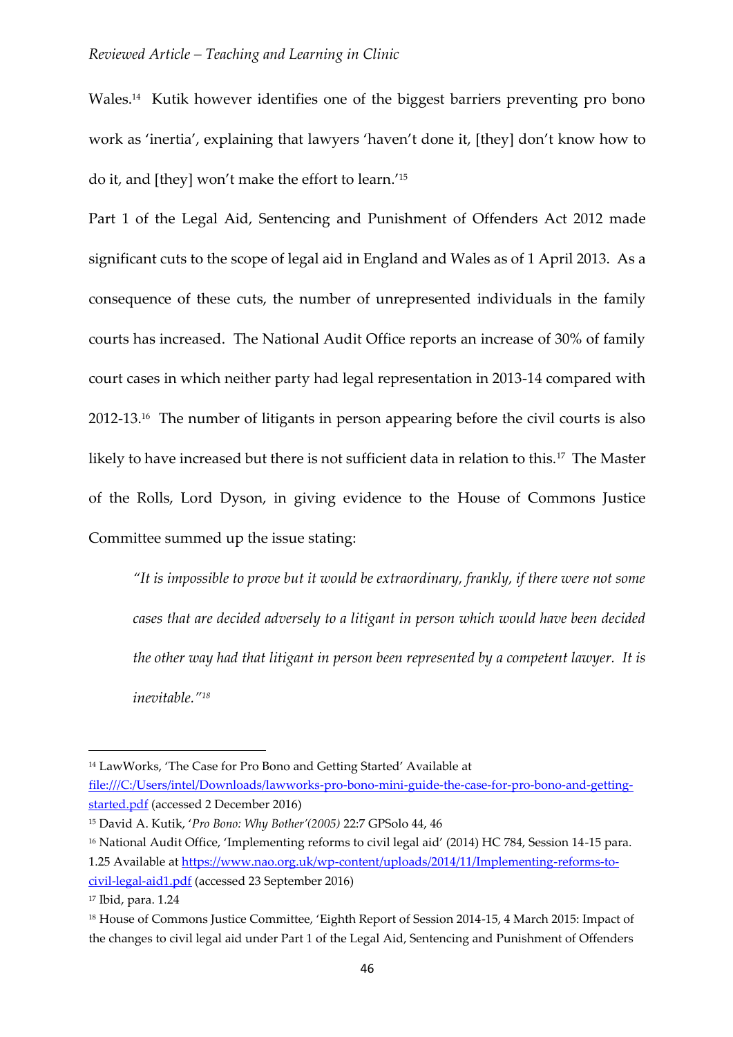Wales.[14] Kutik however identifies one of the biggest barriers preventing pro bono work as 'inertia', explaining that lawyers 'haven't done it, [they] don't know how to do it, and [they] won't make the effort to learn.'[15]

Part 1 of the Legal Aid, Sentencing and Punishment of Offenders Act 2012 made significant cuts to the scope of legal aid in England and Wales as of 1 April 2013. As a consequence of these cuts, the number of unrepresented individuals in the family courts has increased. The National Audit Office reports an increase of 30% of family court cases in which neither party had legal representation in 2013-14 compared with 2012-13.[16] The number of litigants in person appearing before the civil courts is also likely to have increased but there is not sufficient data in relation to this.[17] The Master of the Rolls, Lord Dyson, in giving evidence to the House of Commons Justice Committee summed up the issue stating:

> *"It is impossible to prove but it would be extraordinary, frankly, if there were not some cases that are decided adversely to a litigant in person which would have been decided the other way had that litigant in person been represented by a competent lawyer. It is inevitable."*[18]

---

[14] LawWorks, 'The Case for Pro Bono and Getting Started' Available at file:///C:/Users/intel/Downloads/lawworks-pro-bono-mini-guide-the-case-for-pro-bono-and-getting-started.pdf (accessed 2 December 2016)

[15] David A. Kutik, '*Pro Bono: Why Bother'(2005)* 22:7 GPSolo 44, 46

[16] National Audit Office, 'Implementing reforms to civil legal aid' (2014) HC 784, Session 14-15 para. 1.25 Available at https://www.nao.org.uk/wp-content/uploads/2014/11/Implementing-reforms-to-civil-legal-aid1.pdf (accessed 23 September 2016)

[17] Ibid, para. 1.24

[18] House of Commons Justice Committee, 'Eighth Report of Session 2014-15, 4 March 2015: Impact of the changes to civil legal aid under Part 1 of the Legal Aid, Sentencing and Punishment of Offenders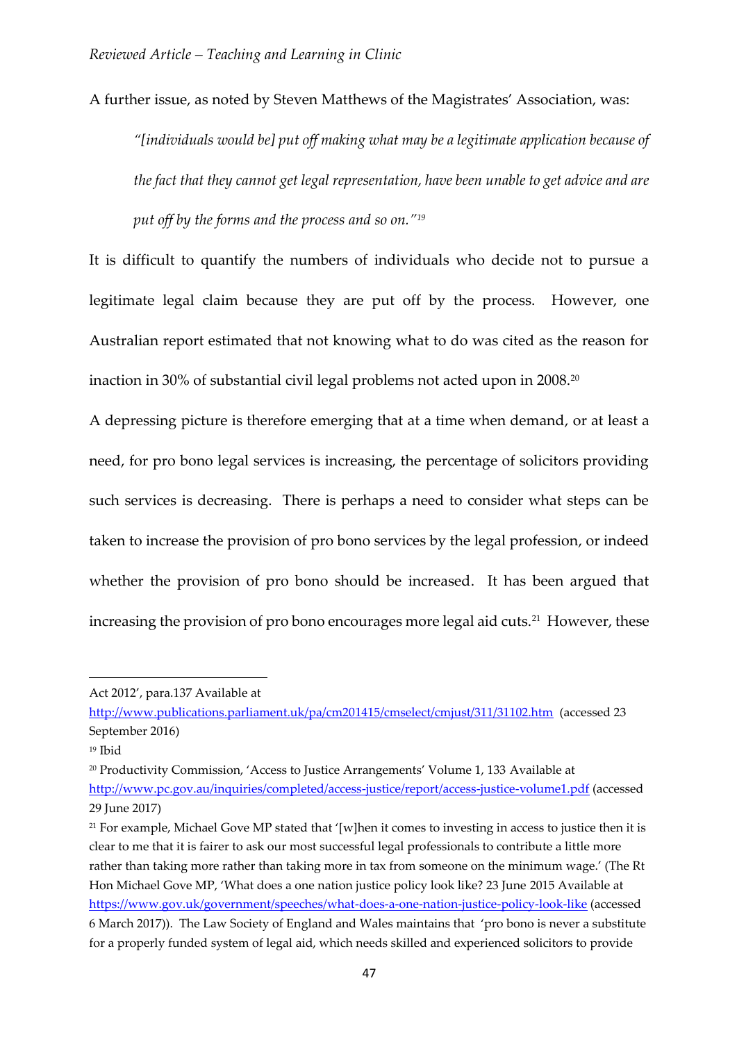A further issue, as noted by Steven Matthews of the Magistrates' Association, was:

> *"[individuals would be] put off making what may be a legitimate application because of the fact that they cannot get legal representation, have been unable to get advice and are put off by the forms and the process and so on."*[19]

It is difficult to quantify the numbers of individuals who decide not to pursue a legitimate legal claim because they are put off by the process. However, one Australian report estimated that not knowing what to do was cited as the reason for inaction in 30% of substantial civil legal problems not acted upon in 2008.[20]

A depressing picture is therefore emerging that at a time when demand, or at least a need, for pro bono legal services is increasing, the percentage of solicitors providing such services is decreasing. There is perhaps a need to consider what steps can be taken to increase the provision of pro bono services by the legal profession, or indeed whether the provision of pro bono should be increased. It has been argued that increasing the provision of pro bono encourages more legal aid cuts.[21] However, these

---

Act 2012', para.137 Available at http://www.publications.parliament.uk/pa/cm201415/cmselect/cmjust/311/31102.htm (accessed 23 September 2016)

[19] Ibid

[20] Productivity Commission, 'Access to Justice Arrangements' Volume 1, 133 Available at http://www.pc.gov.au/inquiries/completed/access-justice/report/access-justice-volume1.pdf (accessed 29 June 2017)

[21] For example, Michael Gove MP stated that '[w]hen it comes to investing in access to justice then it is clear to me that it is fairer to ask our most successful legal professionals to contribute a little more rather than taking more rather than taking more in tax from someone on the minimum wage.' (The Rt Hon Michael Gove MP, 'What does a one nation justice policy look like? 23 June 2015 Available at https://www.gov.uk/government/speeches/what-does-a-one-nation-justice-policy-look-like (accessed 6 March 2017)). The Law Society of England and Wales maintains that 'pro bono is never a substitute for a properly funded system of legal aid, which needs skilled and experienced solicitors to provide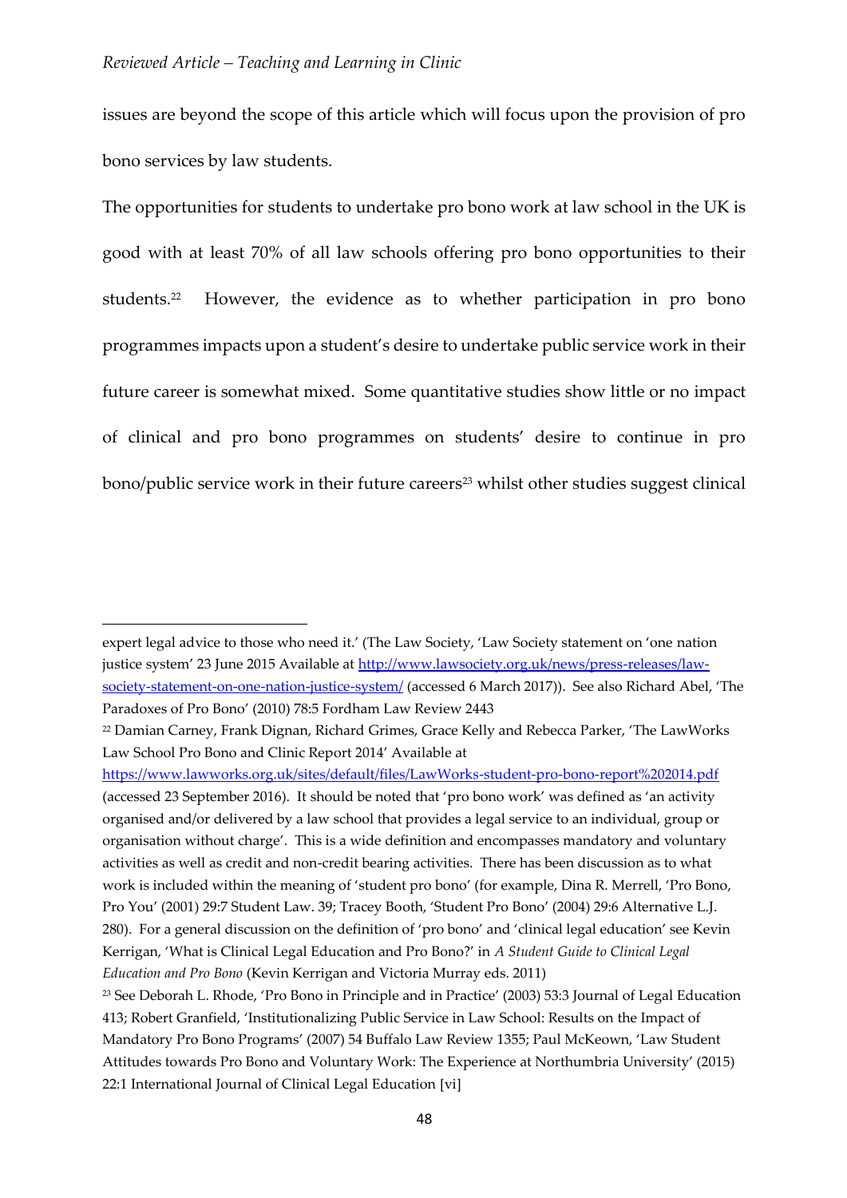issues are beyond the scope of this article which will focus upon the provision of pro bono services by law students.

The opportunities for students to undertake pro bono work at law school in the UK is good with at least 70% of all law schools offering pro bono opportunities to their students.[22] However, the evidence as to whether participation in pro bono programmes impacts upon a student's desire to undertake public service work in their future career is somewhat mixed. Some quantitative studies show little or no impact of clinical and pro bono programmes on students' desire to continue in pro bono/public service work in their future careers[23] whilst other studies suggest clinical

---

expert legal advice to those who need it.' (The Law Society, 'Law Society statement on 'one nation justice system' 23 June 2015 Available at http://www.lawsociety.org.uk/news/press-releases/law-society-statement-on-one-nation-justice-system/ (accessed 6 March 2017)). See also Richard Abel, 'The Paradoxes of Pro Bono' (2010) 78:5 Fordham Law Review 2443

[22] Damian Carney, Frank Dignan, Richard Grimes, Grace Kelly and Rebecca Parker, 'The LawWorks Law School Pro Bono and Clinic Report 2014' Available at https://www.lawworks.org.uk/sites/default/files/LawWorks-student-pro-bono-report%202014.pdf (accessed 23 September 2016). It should be noted that 'pro bono work' was defined as 'an activity organised and/or delivered by a law school that provides a legal service to an individual, group or organisation without charge'. This is a wide definition and encompasses mandatory and voluntary activities as well as credit and non-credit bearing activities. There has been discussion as to what work is included within the meaning of 'student pro bono' (for example, Dina R. Merrell, 'Pro Bono, Pro You' (2001) 29:7 Student Law. 39; Tracey Booth, 'Student Pro Bono' (2004) 29:6 Alternative L.J. 280). For a general discussion on the definition of 'pro bono' and 'clinical legal education' see Kevin Kerrigan, 'What is Clinical Legal Education and Pro Bono?' in *A Student Guide to Clinical Legal Education and Pro Bono* (Kevin Kerrigan and Victoria Murray eds. 2011)

[23] See Deborah L. Rhode, 'Pro Bono in Principle and in Practice' (2003) 53:3 Journal of Legal Education 413; Robert Granfield, 'Institutionalizing Public Service in Law School: Results on the Impact of Mandatory Pro Bono Programs' (2007) 54 Buffalo Law Review 1355; Paul McKeown, 'Law Student Attitudes towards Pro Bono and Voluntary Work: The Experience at Northumbria University' (2015) 22:1 International Journal of Clinical Legal Education [vi]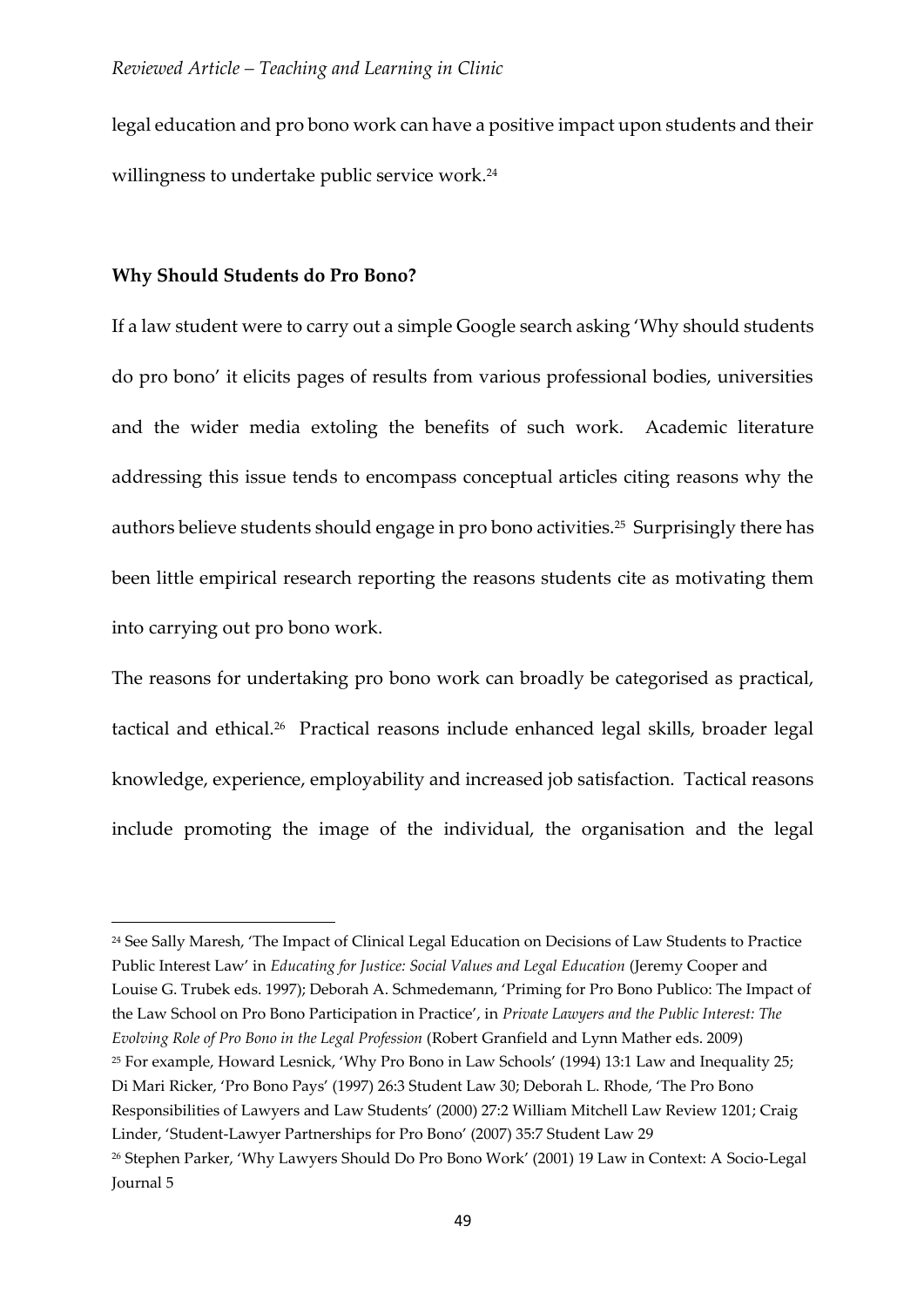legal education and pro bono work can have a positive impact upon students and their willingness to undertake public service work.[24]

## Why Should Students do Pro Bono?

If a law student were to carry out a simple Google search asking 'Why should students do pro bono' it elicits pages of results from various professional bodies, universities and the wider media extoling the benefits of such work. Academic literature addressing this issue tends to encompass conceptual articles citing reasons why the authors believe students should engage in pro bono activities.[25] Surprisingly there has been little empirical research reporting the reasons students cite as motivating them into carrying out pro bono work.

The reasons for undertaking pro bono work can broadly be categorised as practical, tactical and ethical.[26] Practical reasons include enhanced legal skills, broader legal knowledge, experience, employability and increased job satisfaction. Tactical reasons include promoting the image of the individual, the organisation and the legal

---

[24] See Sally Maresh, 'The Impact of Clinical Legal Education on Decisions of Law Students to Practice Public Interest Law' in *Educating for Justice: Social Values and Legal Education* (Jeremy Cooper and Louise G. Trubek eds. 1997); Deborah A. Schmedemann, 'Priming for Pro Bono Publico: The Impact of the Law School on Pro Bono Participation in Practice', in *Private Lawyers and the Public Interest: The Evolving Role of Pro Bono in the Legal Profession* (Robert Granfield and Lynn Mather eds. 2009)

[25] For example, Howard Lesnick, 'Why Pro Bono in Law Schools' (1994) 13:1 Law and Inequality 25; Di Mari Ricker, 'Pro Bono Pays' (1997) 26:3 Student Law 30; Deborah L. Rhode, 'The Pro Bono Responsibilities of Lawyers and Law Students' (2000) 27:2 William Mitchell Law Review 1201; Craig Linder, 'Student-Lawyer Partnerships for Pro Bono' (2007) 35:7 Student Law 29

[26] Stephen Parker, 'Why Lawyers Should Do Pro Bono Work' (2001) 19 Law in Context: A Socio-Legal Journal 5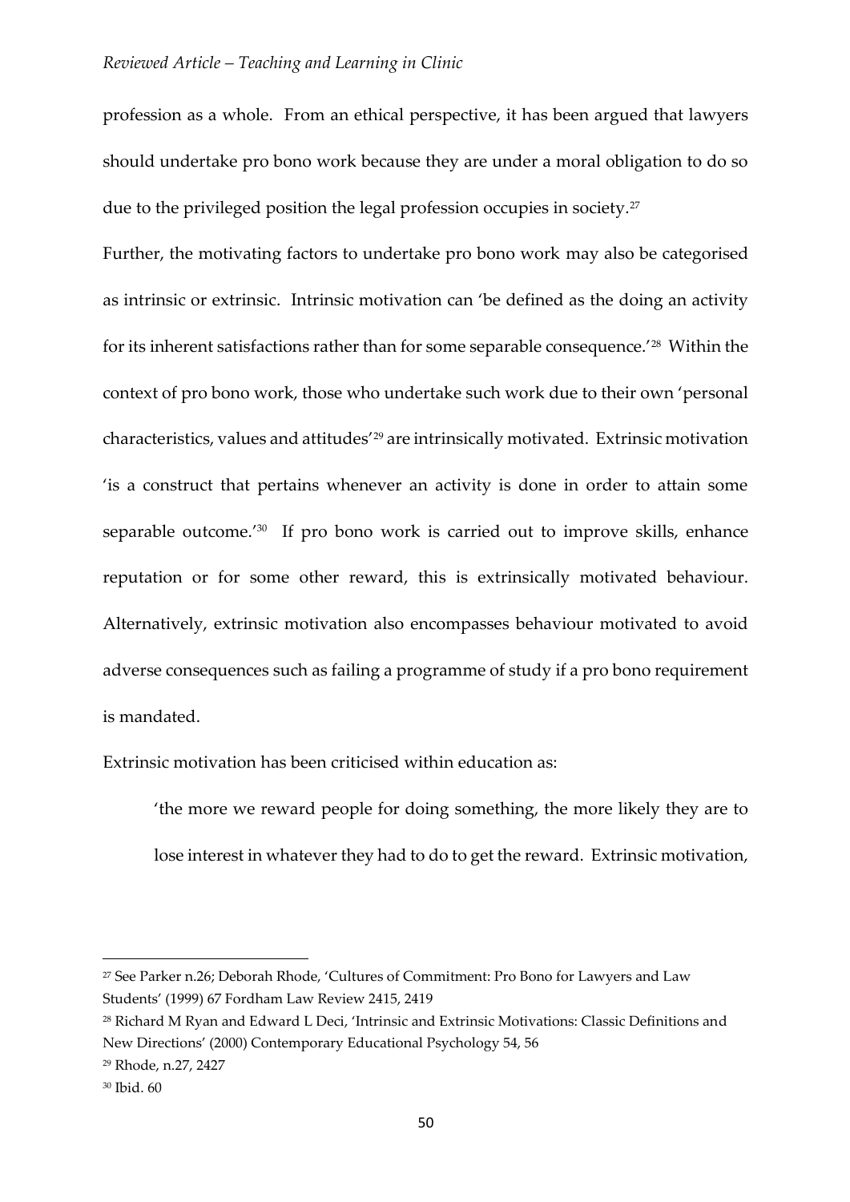profession as a whole. From an ethical perspective, it has been argued that lawyers should undertake pro bono work because they are under a moral obligation to do so due to the privileged position the legal profession occupies in society.[27]

Further, the motivating factors to undertake pro bono work may also be categorised as intrinsic or extrinsic. Intrinsic motivation can 'be defined as the doing an activity for its inherent satisfactions rather than for some separable consequence.'[28] Within the context of pro bono work, those who undertake such work due to their own 'personal characteristics, values and attitudes'[29] are intrinsically motivated. Extrinsic motivation 'is a construct that pertains whenever an activity is done in order to attain some separable outcome.'[30] If pro bono work is carried out to improve skills, enhance reputation or for some other reward, this is extrinsically motivated behaviour. Alternatively, extrinsic motivation also encompasses behaviour motivated to avoid adverse consequences such as failing a programme of study if a pro bono requirement is mandated.

Extrinsic motivation has been criticised within education as:

> 'the more we reward people for doing something, the more likely they are to lose interest in whatever they had to do to get the reward. Extrinsic motivation,

---

[27] See Parker n.26; Deborah Rhode, 'Cultures of Commitment: Pro Bono for Lawyers and Law Students' (1999) 67 Fordham Law Review 2415, 2419

[28] Richard M Ryan and Edward L Deci, 'Intrinsic and Extrinsic Motivations: Classic Definitions and New Directions' (2000) Contemporary Educational Psychology 54, 56

[29] Rhode, n.27, 2427

[30] Ibid. 60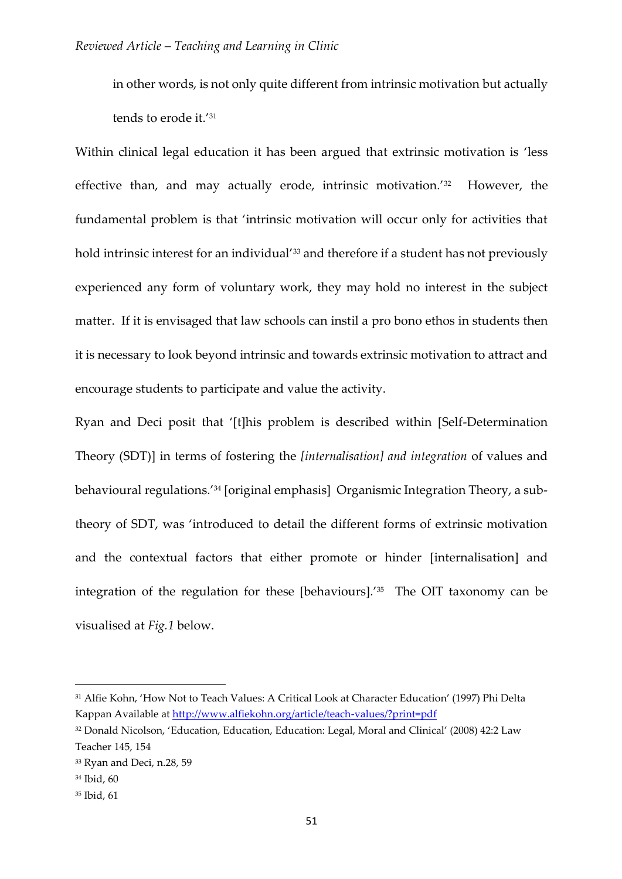in other words, is not only quite different from intrinsic motivation but actually tends to erode it.'[31]

Within clinical legal education it has been argued that extrinsic motivation is 'less effective than, and may actually erode, intrinsic motivation.'[32] However, the fundamental problem is that 'intrinsic motivation will occur only for activities that hold intrinsic interest for an individual'[33] and therefore if a student has not previously experienced any form of voluntary work, they may hold no interest in the subject matter. If it is envisaged that law schools can instil a pro bono ethos in students then it is necessary to look beyond intrinsic and towards extrinsic motivation to attract and encourage students to participate and value the activity.

Ryan and Deci posit that '[t]his problem is described within [Self-Determination Theory (SDT)] in terms of fostering the *[internalisation] and integration* of values and behavioural regulations.'[34] [original emphasis] Organismic Integration Theory, a sub-theory of SDT, was 'introduced to detail the different forms of extrinsic motivation and the contextual factors that either promote or hinder [internalisation] and integration of the regulation for these [behaviours].'[35] The OIT taxonomy can be visualised at *Fig.1* below.

---

[31] Alfie Kohn, 'How Not to Teach Values: A Critical Look at Character Education' (1997) Phi Delta Kappan Available at http://www.alfiekohn.org/article/teach-values/?print=pdf

[32] Donald Nicolson, 'Education, Education, Education: Legal, Moral and Clinical' (2008) 42:2 Law Teacher 145, 154

[33] Ryan and Deci, n.28, 59

[34] Ibid, 60

[35] Ibid, 61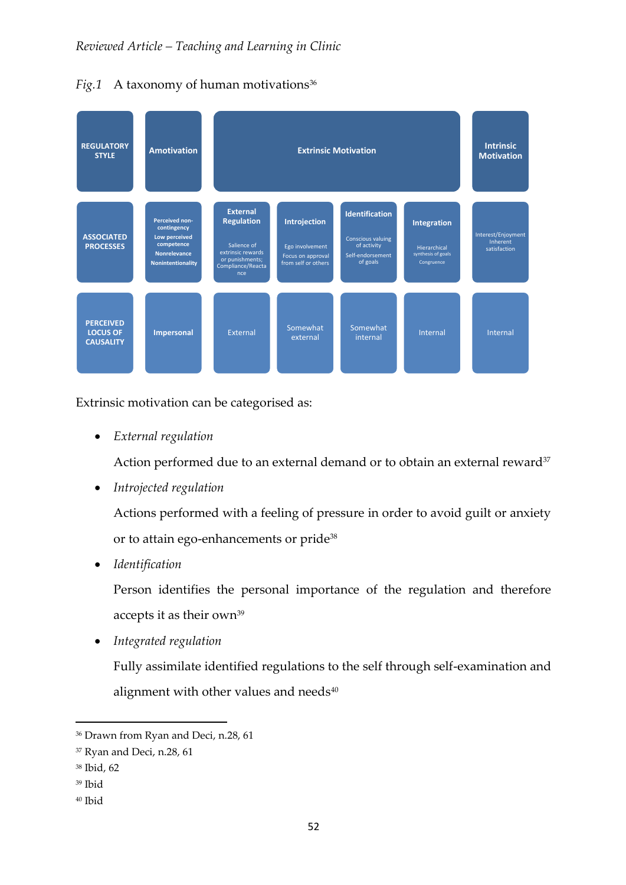*Fig.1* A taxonomy of human motivations[36]

| REGULATORY STYLE | Amotivation | Extrinsic Motivation | | | | Intrinsic Motivation |
|---|---|---|---|---|---|---|
| ASSOCIATED PROCESSES | Perceived non-contingency Low perceived competence Nonrelevance Nonintentionality | External Regulation Salience of extrinsic rewards or punishments; Compliance/Reactance | Introjection Ego involvement Focus on approval from self or others | Identification Conscious valuing of activity Self-endorsement of goals | Integration Hierarchical synthesis of goals Congruence | Interest/Enjoyment Inherent satisfaction |
| PERCEIVED LOCUS OF CAUSALITY | Impersonal | External | Somewhat external | Somewhat internal | Internal | Internal |

Extrinsic motivation can be categorised as:

- *External regulation*

  Action performed due to an external demand or to obtain an external reward[37]

- *Introjected regulation*

  Actions performed with a feeling of pressure in order to avoid guilt or anxiety or to attain ego-enhancements or pride[38]

- *Identification*

  Person identifies the personal importance of the regulation and therefore accepts it as their own[39]

- *Integrated regulation*

  Fully assimilate identified regulations to the self through self-examination and alignment with other values and needs[40]

---

[36] Drawn from Ryan and Deci, n.28, 61

[37] Ryan and Deci, n.28, 61

[38] Ibid, 62

[39] Ibid

[40] Ibid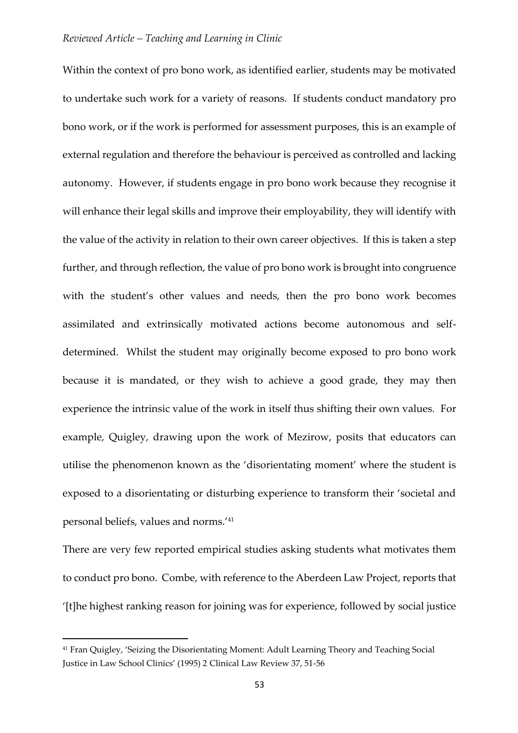Within the context of pro bono work, as identified earlier, students may be motivated to undertake such work for a variety of reasons. If students conduct mandatory pro bono work, or if the work is performed for assessment purposes, this is an example of external regulation and therefore the behaviour is perceived as controlled and lacking autonomy. However, if students engage in pro bono work because they recognise it will enhance their legal skills and improve their employability, they will identify with the value of the activity in relation to their own career objectives. If this is taken a step further, and through reflection, the value of pro bono work is brought into congruence with the student's other values and needs, then the pro bono work becomes assimilated and extrinsically motivated actions become autonomous and self-determined. Whilst the student may originally become exposed to pro bono work because it is mandated, or they wish to achieve a good grade, they may then experience the intrinsic value of the work in itself thus shifting their own values. For example, Quigley, drawing upon the work of Mezirow, posits that educators can utilise the phenomenon known as the 'disorientating moment' where the student is exposed to a disorientating or disturbing experience to transform their 'societal and personal beliefs, values and norms.'[41]

There are very few reported empirical studies asking students what motivates them to conduct pro bono. Combe, with reference to the Aberdeen Law Project, reports that '[t]he highest ranking reason for joining was for experience, followed by social justice

[41] Fran Quigley, 'Seizing the Disorientating Moment: Adult Learning Theory and Teaching Social Justice in Law School Clinics' (1995) 2 Clinical Law Review 37, 51-56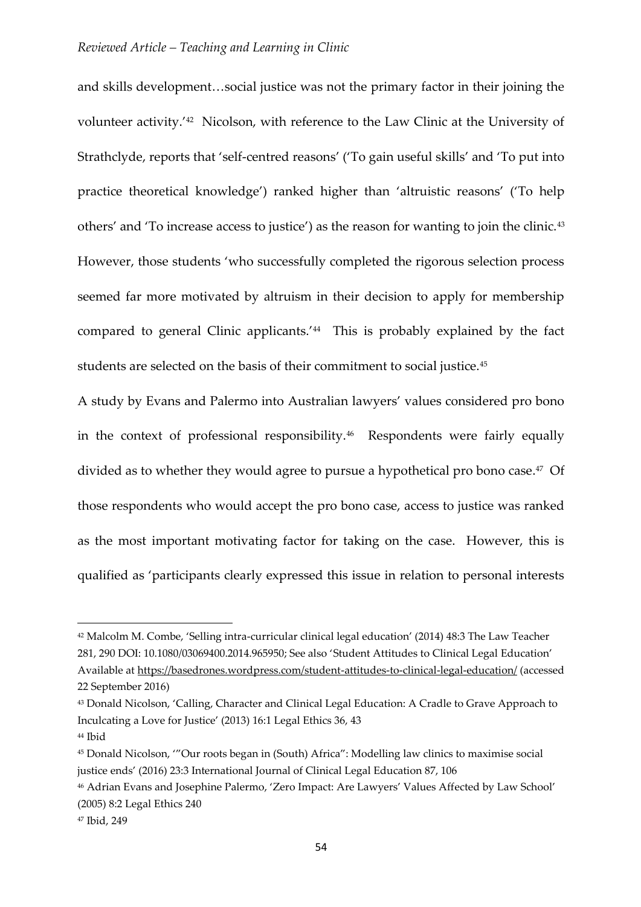and skills development…social justice was not the primary factor in their joining the volunteer activity.'[42] Nicolson, with reference to the Law Clinic at the University of Strathclyde, reports that 'self-centred reasons' ('To gain useful skills' and 'To put into practice theoretical knowledge') ranked higher than 'altruistic reasons' ('To help others' and 'To increase access to justice') as the reason for wanting to join the clinic.[43] However, those students 'who successfully completed the rigorous selection process seemed far more motivated by altruism in their decision to apply for membership compared to general Clinic applicants.'[44] This is probably explained by the fact students are selected on the basis of their commitment to social justice.[45]

A study by Evans and Palermo into Australian lawyers' values considered pro bono in the context of professional responsibility.[46] Respondents were fairly equally divided as to whether they would agree to pursue a hypothetical pro bono case.[47] Of those respondents who would accept the pro bono case, access to justice was ranked as the most important motivating factor for taking on the case. However, this is qualified as 'participants clearly expressed this issue in relation to personal interests

---

[42] Malcolm M. Combe, 'Selling intra-curricular clinical legal education' (2014) 48:3 The Law Teacher 281, 290 DOI: 10.1080/03069400.2014.965950; See also 'Student Attitudes to Clinical Legal Education' Available at https://basedrones.wordpress.com/student-attitudes-to-clinical-legal-education/ (accessed 22 September 2016)

[43] Donald Nicolson, 'Calling, Character and Clinical Legal Education: A Cradle to Grave Approach to Inculcating a Love for Justice' (2013) 16:1 Legal Ethics 36, 43

[44] Ibid

[45] Donald Nicolson, '"Our roots began in (South) Africa": Modelling law clinics to maximise social justice ends' (2016) 23:3 International Journal of Clinical Legal Education 87, 106

[46] Adrian Evans and Josephine Palermo, 'Zero Impact: Are Lawyers' Values Affected by Law School' (2005) 8:2 Legal Ethics 240

[47] Ibid, 249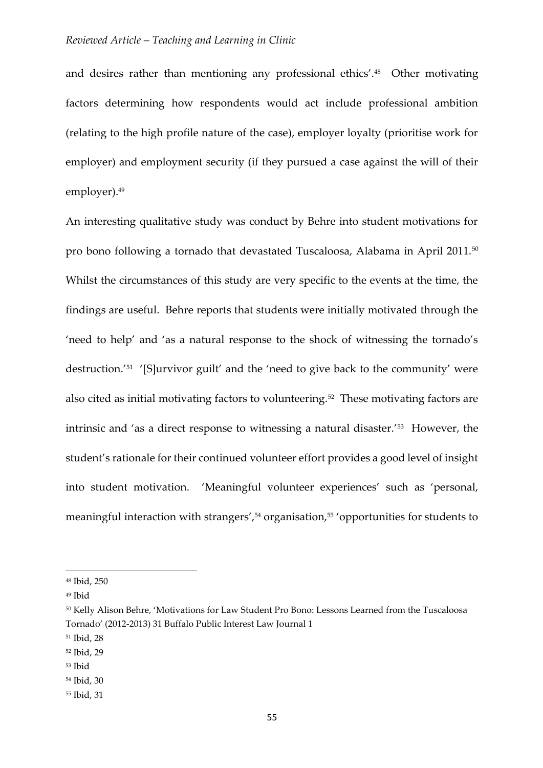and desires rather than mentioning any professional ethics'.[48] Other motivating factors determining how respondents would act include professional ambition (relating to the high profile nature of the case), employer loyalty (prioritise work for employer) and employment security (if they pursued a case against the will of their employer).[49]

An interesting qualitative study was conduct by Behre into student motivations for pro bono following a tornado that devastated Tuscaloosa, Alabama in April 2011.[50] Whilst the circumstances of this study are very specific to the events at the time, the findings are useful. Behre reports that students were initially motivated through the 'need to help' and 'as a natural response to the shock of witnessing the tornado's destruction.'[51] '[S]urvivor guilt' and the 'need to give back to the community' were also cited as initial motivating factors to volunteering.[52] These motivating factors are intrinsic and 'as a direct response to witnessing a natural disaster.'[53] However, the student's rationale for their continued volunteer effort provides a good level of insight into student motivation. 'Meaningful volunteer experiences' such as 'personal, meaningful interaction with strangers',[54] organisation,[55] 'opportunities for students to

---

[48] Ibid, 250

[49] Ibid

[50] Kelly Alison Behre, 'Motivations for Law Student Pro Bono: Lessons Learned from the Tuscaloosa Tornado' (2012-2013) 31 Buffalo Public Interest Law Journal 1

[51] Ibid, 28

[52] Ibid, 29

[53] Ibid

[54] Ibid, 30

[55] Ibid, 31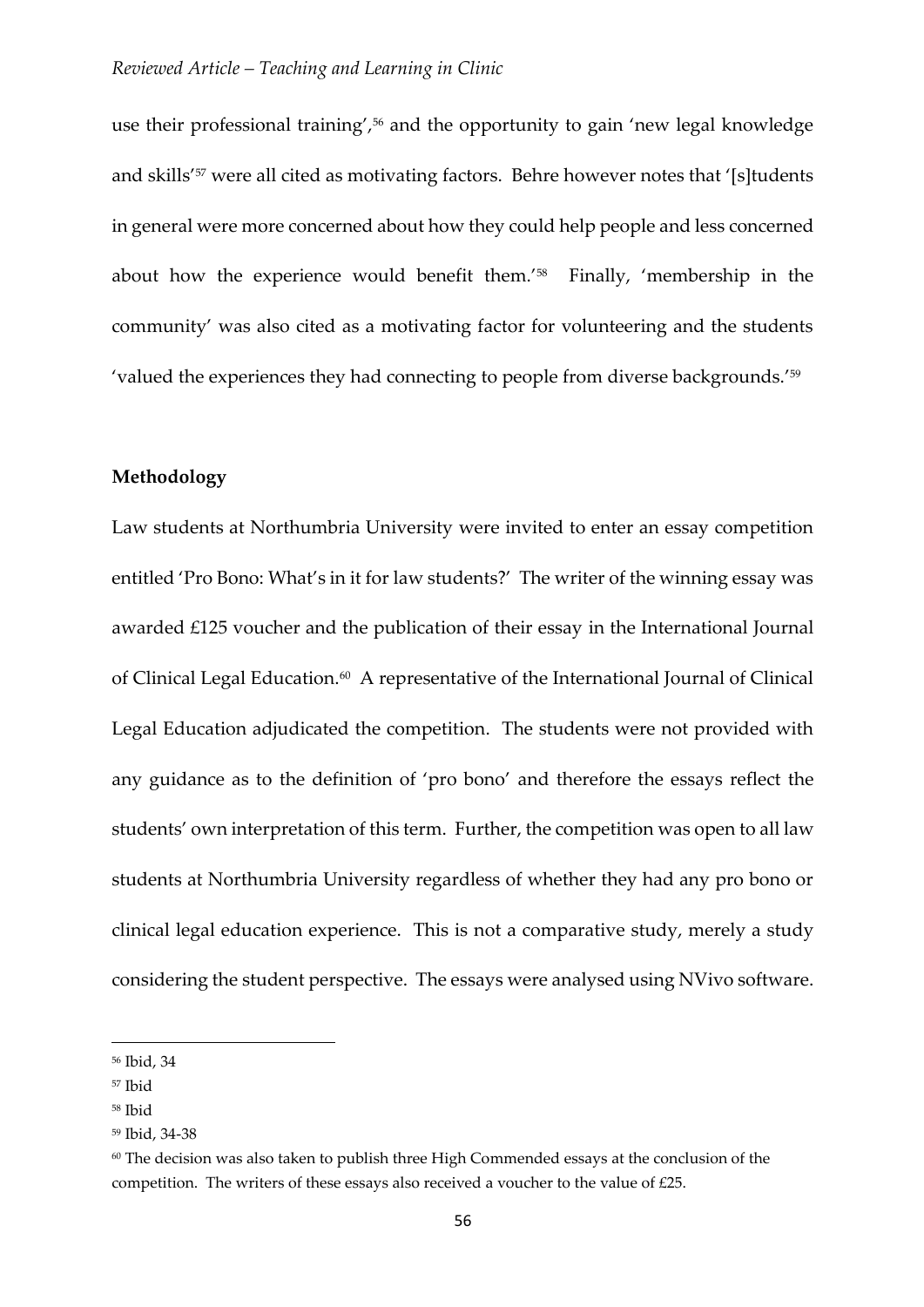use their professional training',[56] and the opportunity to gain 'new legal knowledge and skills'[57] were all cited as motivating factors. Behre however notes that '[s]tudents in general were more concerned about how they could help people and less concerned about how the experience would benefit them.'[58] Finally, 'membership in the community' was also cited as a motivating factor for volunteering and the students 'valued the experiences they had connecting to people from diverse backgrounds.'[59]

**Methodology**

Law students at Northumbria University were invited to enter an essay competition entitled 'Pro Bono: What's in it for law students?' The writer of the winning essay was awarded £125 voucher and the publication of their essay in the International Journal of Clinical Legal Education.[60] A representative of the International Journal of Clinical Legal Education adjudicated the competition. The students were not provided with any guidance as to the definition of 'pro bono' and therefore the essays reflect the students' own interpretation of this term. Further, the competition was open to all law students at Northumbria University regardless of whether they had any pro bono or clinical legal education experience. This is not a comparative study, merely a study considering the student perspective. The essays were analysed using NVivo software.

---

[56] Ibid, 34

[57] Ibid

[58] Ibid

[59] Ibid, 34-38

[60] The decision was also taken to publish three High Commended essays at the conclusion of the competition. The writers of these essays also received a voucher to the value of £25.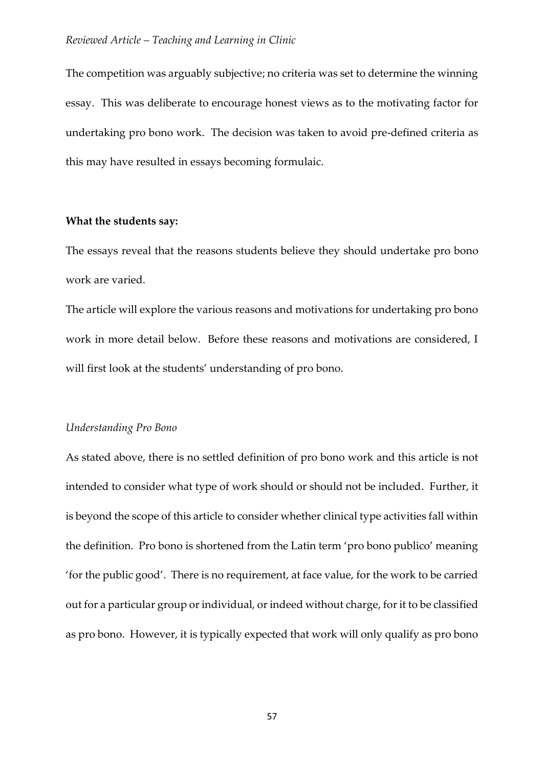The competition was arguably subjective; no criteria was set to determine the winning essay. This was deliberate to encourage honest views as to the motivating factor for undertaking pro bono work. The decision was taken to avoid pre-defined criteria as this may have resulted in essays becoming formulaic.

**What the students say:**

The essays reveal that the reasons students believe they should undertake pro bono work are varied.

The article will explore the various reasons and motivations for undertaking pro bono work in more detail below. Before these reasons and motivations are considered, I will first look at the students' understanding of pro bono.

*Understanding Pro Bono*

As stated above, there is no settled definition of pro bono work and this article is not intended to consider what type of work should or should not be included. Further, it is beyond the scope of this article to consider whether clinical type activities fall within the definition. Pro bono is shortened from the Latin term 'pro bono publico' meaning 'for the public good'. There is no requirement, at face value, for the work to be carried out for a particular group or individual, or indeed without charge, for it to be classified as pro bono. However, it is typically expected that work will only qualify as pro bono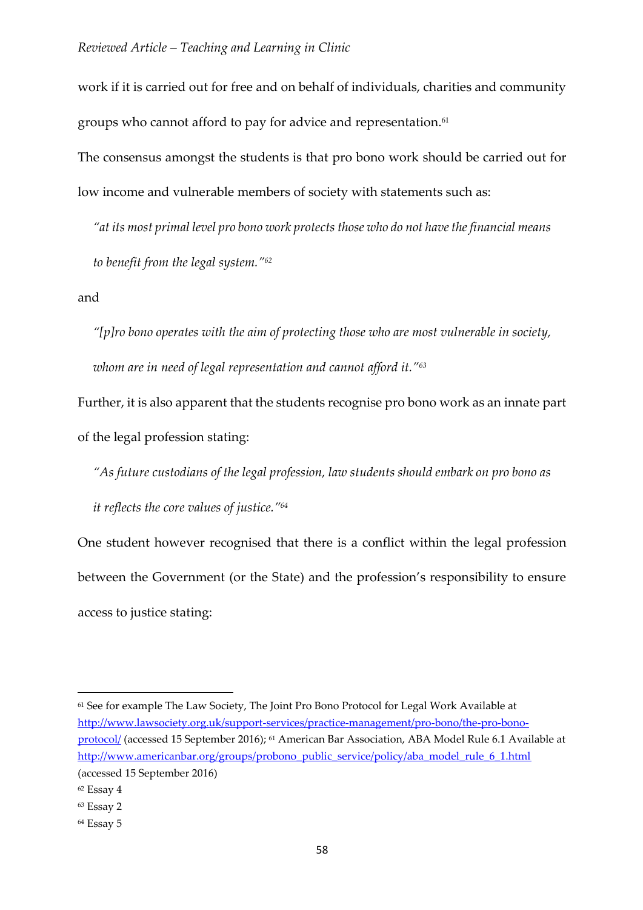work if it is carried out for free and on behalf of individuals, charities and community groups who cannot afford to pay for advice and representation.[61]

The consensus amongst the students is that pro bono work should be carried out for low income and vulnerable members of society with statements such as:

> *"at its most primal level pro bono work protects those who do not have the financial means to benefit from the legal system."*[62]

and

> *"[p]ro bono operates with the aim of protecting those who are most vulnerable in society, whom are in need of legal representation and cannot afford it."*[63]

Further, it is also apparent that the students recognise pro bono work as an innate part of the legal profession stating:

> *"As future custodians of the legal profession, law students should embark on pro bono as it reflects the core values of justice."*[64]

One student however recognised that there is a conflict within the legal profession between the Government (or the State) and the profession's responsibility to ensure access to justice stating:

---

[61] See for example The Law Society, The Joint Pro Bono Protocol for Legal Work Available at http://www.lawsociety.org.uk/support-services/practice-management/pro-bono/the-pro-bono-protocol/ (accessed 15 September 2016); [61] American Bar Association, ABA Model Rule 6.1 Available at http://www.americanbar.org/groups/probono_public_service/policy/aba_model_rule_6_1.html (accessed 15 September 2016)

[62] Essay 4

[63] Essay 2

[64] Essay 5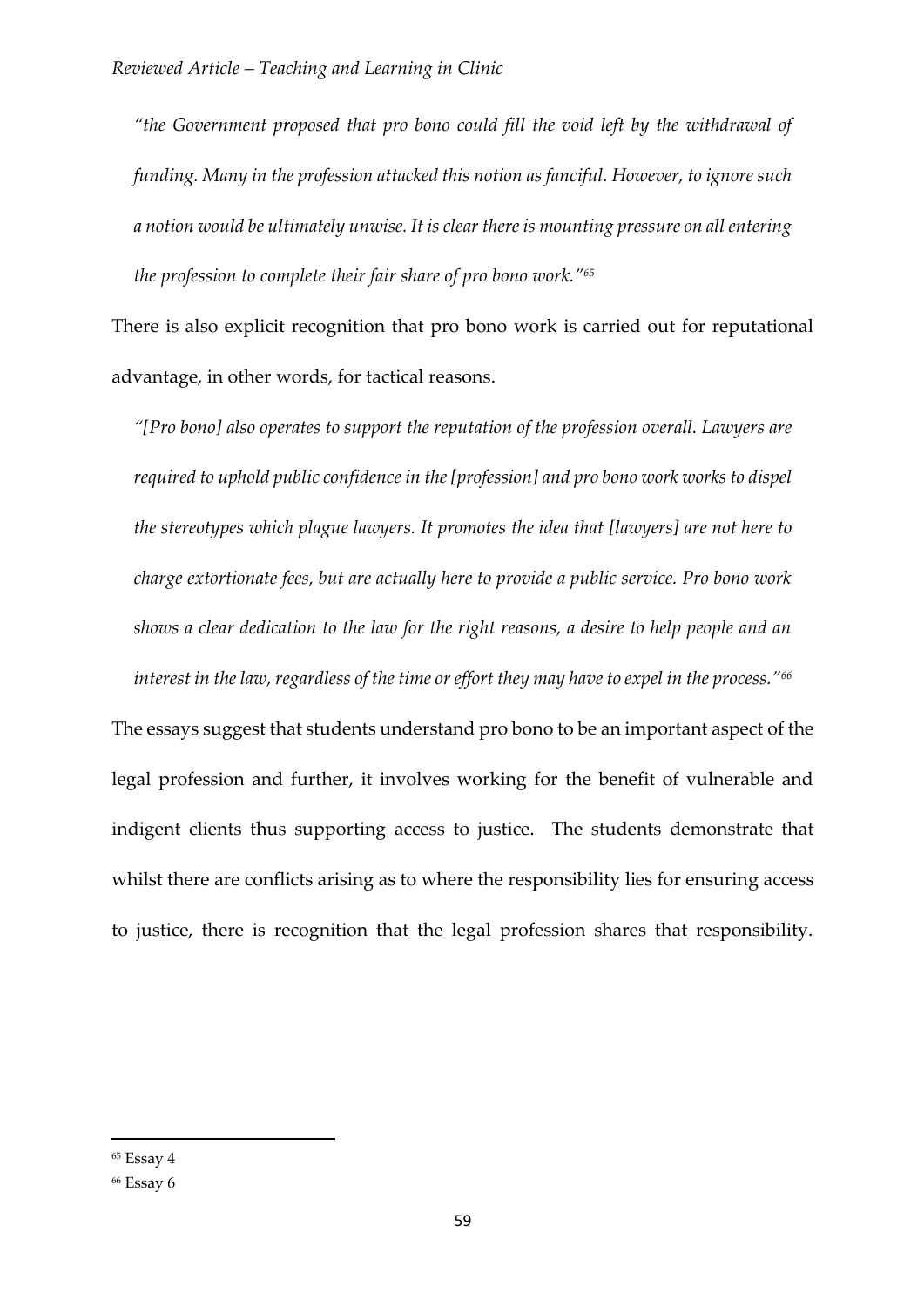*"the Government proposed that pro bono could fill the void left by the withdrawal of funding. Many in the profession attacked this notion as fanciful. However, to ignore such a notion would be ultimately unwise. It is clear there is mounting pressure on all entering the profession to complete their fair share of pro bono work."*[65]

There is also explicit recognition that pro bono work is carried out for reputational advantage, in other words, for tactical reasons.

*"[Pro bono] also operates to support the reputation of the profession overall. Lawyers are required to uphold public confidence in the [profession] and pro bono work works to dispel the stereotypes which plague lawyers. It promotes the idea that [lawyers] are not here to charge extortionate fees, but are actually here to provide a public service. Pro bono work shows a clear dedication to the law for the right reasons, a desire to help people and an interest in the law, regardless of the time or effort they may have to expel in the process."*[66]

The essays suggest that students understand pro bono to be an important aspect of the legal profession and further, it involves working for the benefit of vulnerable and indigent clients thus supporting access to justice. The students demonstrate that whilst there are conflicts arising as to where the responsibility lies for ensuring access to justice, there is recognition that the legal profession shares that responsibility.

---

[65] Essay 4

[66] Essay 6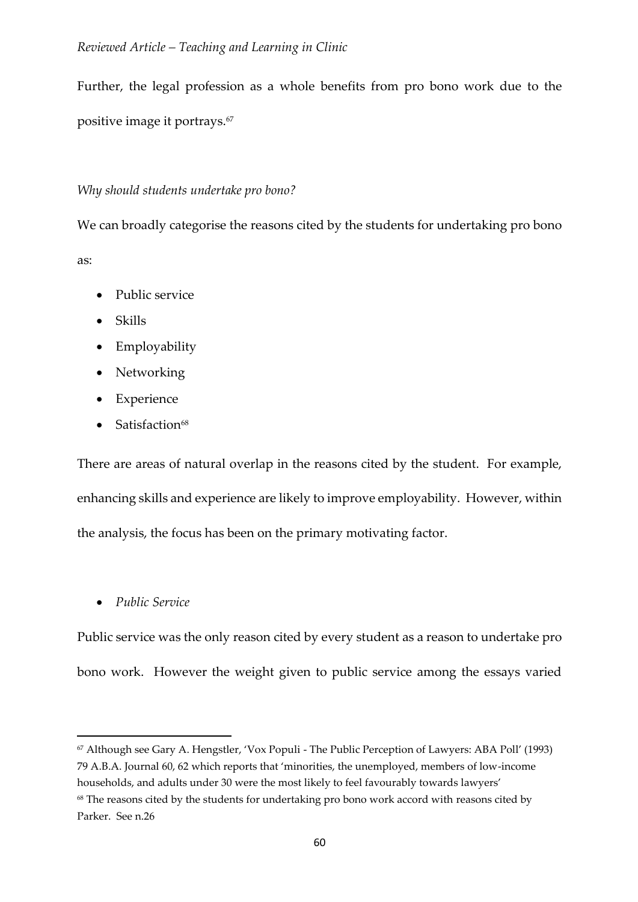Further, the legal profession as a whole benefits from pro bono work due to the positive image it portrays.[67]

*Why should students undertake pro bono?*

We can broadly categorise the reasons cited by the students for undertaking pro bono as:

- Public service
- Skills
- Employability
- Networking
- Experience
- Satisfaction[68]

There are areas of natural overlap in the reasons cited by the student. For example, enhancing skills and experience are likely to improve employability. However, within the analysis, the focus has been on the primary motivating factor.

- *Public Service*

Public service was the only reason cited by every student as a reason to undertake pro bono work. However the weight given to public service among the essays varied

---

[67] Although see Gary A. Hengstler, 'Vox Populi - The Public Perception of Lawyers: ABA Poll' (1993) 79 A.B.A. Journal 60, 62 which reports that 'minorities, the unemployed, members of low-income households, and adults under 30 were the most likely to feel favourably towards lawyers'

[68] The reasons cited by the students for undertaking pro bono work accord with reasons cited by Parker. See n.26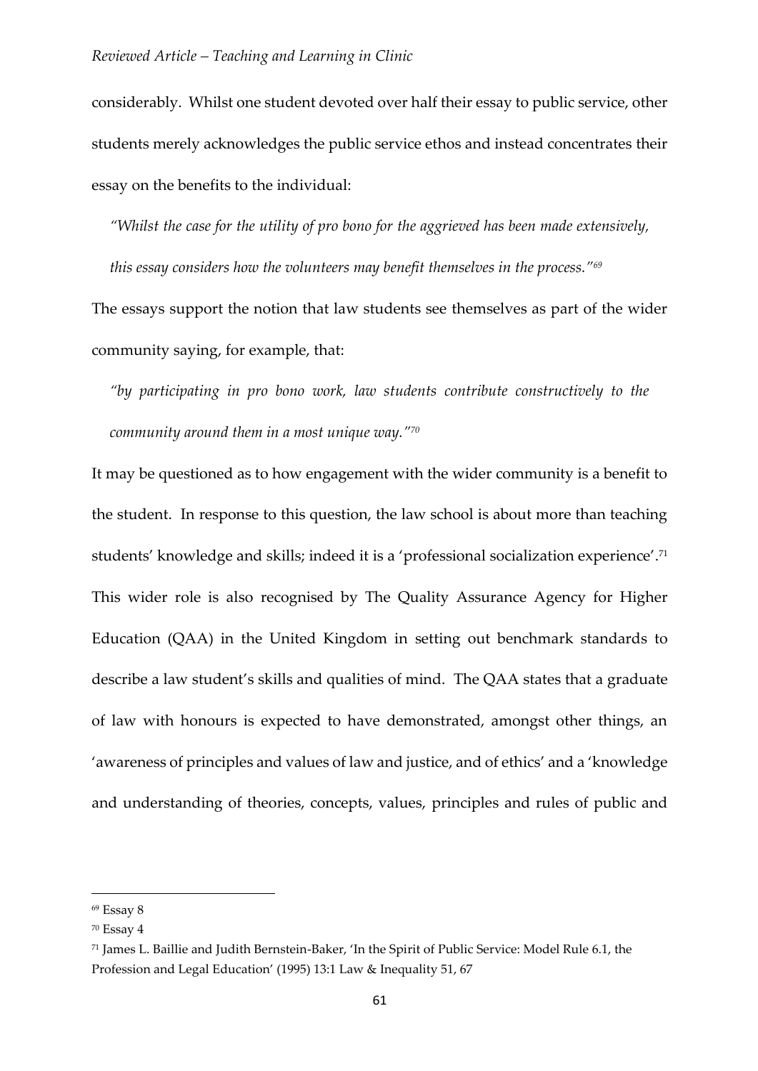considerably. Whilst one student devoted over half their essay to public service, other students merely acknowledges the public service ethos and instead concentrates their essay on the benefits to the individual:

> *"Whilst the case for the utility of pro bono for the aggrieved has been made extensively, this essay considers how the volunteers may benefit themselves in the process."*[69]

The essays support the notion that law students see themselves as part of the wider community saying, for example, that:

> *"by participating in pro bono work, law students contribute constructively to the community around them in a most unique way."*[70]

It may be questioned as to how engagement with the wider community is a benefit to the student. In response to this question, the law school is about more than teaching students' knowledge and skills; indeed it is a 'professional socialization experience'.[71] This wider role is also recognised by The Quality Assurance Agency for Higher Education (QAA) in the United Kingdom in setting out benchmark standards to describe a law student's skills and qualities of mind. The QAA states that a graduate of law with honours is expected to have demonstrated, amongst other things, an 'awareness of principles and values of law and justice, and of ethics' and a 'knowledge and understanding of theories, concepts, values, principles and rules of public and

---

[69] Essay 8

[70] Essay 4

[71] James L. Baillie and Judith Bernstein-Baker, 'In the Spirit of Public Service: Model Rule 6.1, the Profession and Legal Education' (1995) 13:1 Law & Inequality 51, 67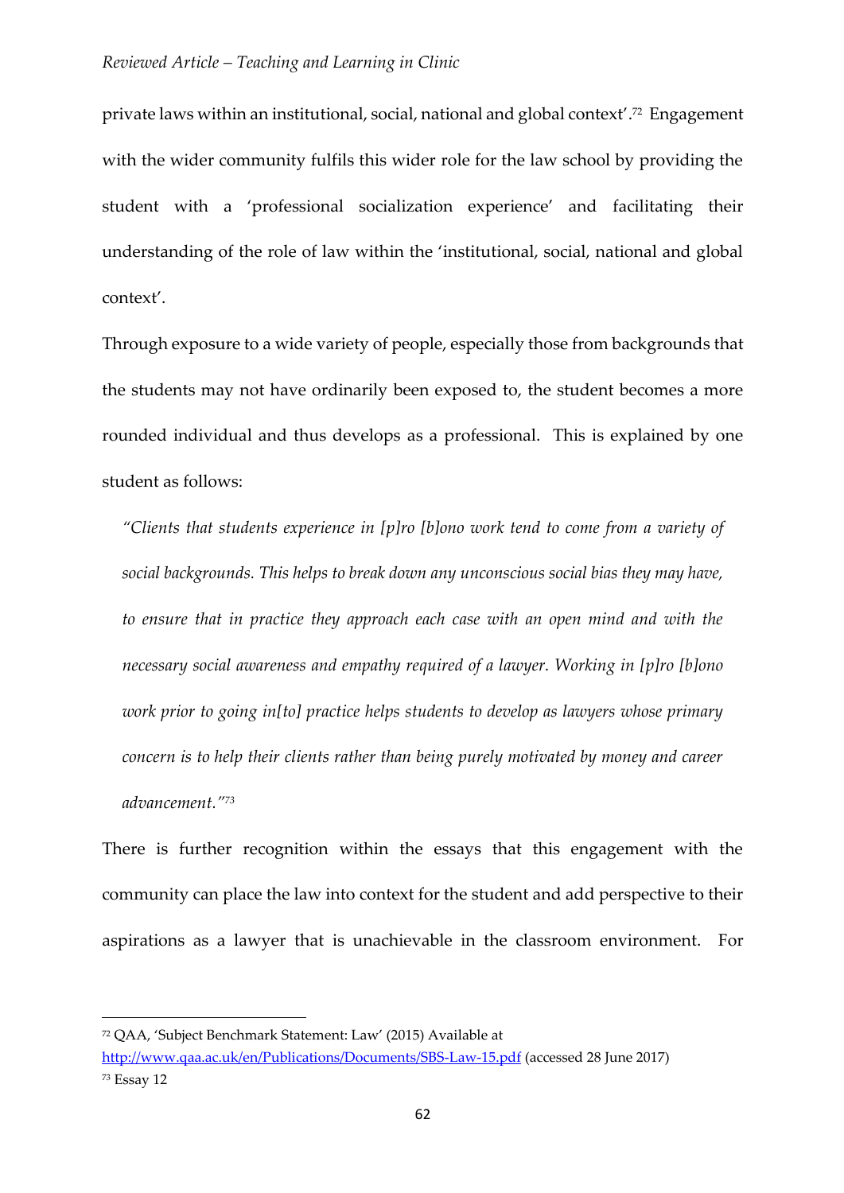private laws within an institutional, social, national and global context'.[72] Engagement with the wider community fulfils this wider role for the law school by providing the student with a 'professional socialization experience' and facilitating their understanding of the role of law within the 'institutional, social, national and global context'.

Through exposure to a wide variety of people, especially those from backgrounds that the students may not have ordinarily been exposed to, the student becomes a more rounded individual and thus develops as a professional. This is explained by one student as follows:

> *"Clients that students experience in [p]ro [b]ono work tend to come from a variety of social backgrounds. This helps to break down any unconscious social bias they may have, to ensure that in practice they approach each case with an open mind and with the necessary social awareness and empathy required of a lawyer. Working in [p]ro [b]ono work prior to going in[to] practice helps students to develop as lawyers whose primary concern is to help their clients rather than being purely motivated by money and career advancement."*[73]

There is further recognition within the essays that this engagement with the community can place the law into context for the student and add perspective to their aspirations as a lawyer that is unachievable in the classroom environment. For

---

[72] QAA, 'Subject Benchmark Statement: Law' (2015) Available at http://www.qaa.ac.uk/en/Publications/Documents/SBS-Law-15.pdf (accessed 28 June 2017)

[73] Essay 12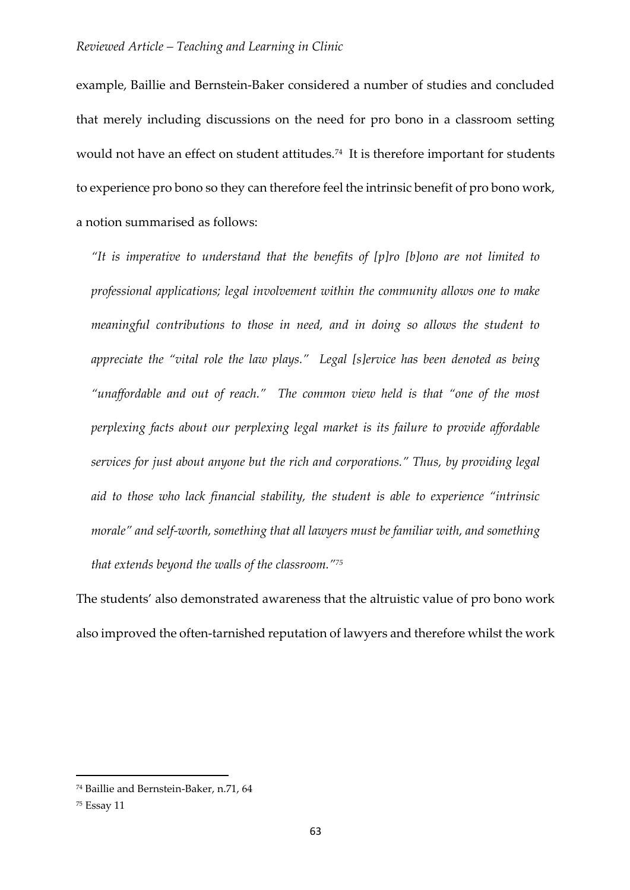example, Baillie and Bernstein-Baker considered a number of studies and concluded that merely including discussions on the need for pro bono in a classroom setting would not have an effect on student attitudes.[74] It is therefore important for students to experience pro bono so they can therefore feel the intrinsic benefit of pro bono work, a notion summarised as follows:

> *"It is imperative to understand that the benefits of [p]ro [b]ono are not limited to professional applications; legal involvement within the community allows one to make meaningful contributions to those in need, and in doing so allows the student to appreciate the "vital role the law plays." Legal [s]ervice has been denoted as being "unaffordable and out of reach." The common view held is that "one of the most perplexing facts about our perplexing legal market is its failure to provide affordable services for just about anyone but the rich and corporations." Thus, by providing legal aid to those who lack financial stability, the student is able to experience "intrinsic morale" and self-worth, something that all lawyers must be familiar with, and something that extends beyond the walls of the classroom."*[75]

The students' also demonstrated awareness that the altruistic value of pro bono work also improved the often-tarnished reputation of lawyers and therefore whilst the work

---

[74] Baillie and Bernstein-Baker, n.71, 64

[75] Essay 11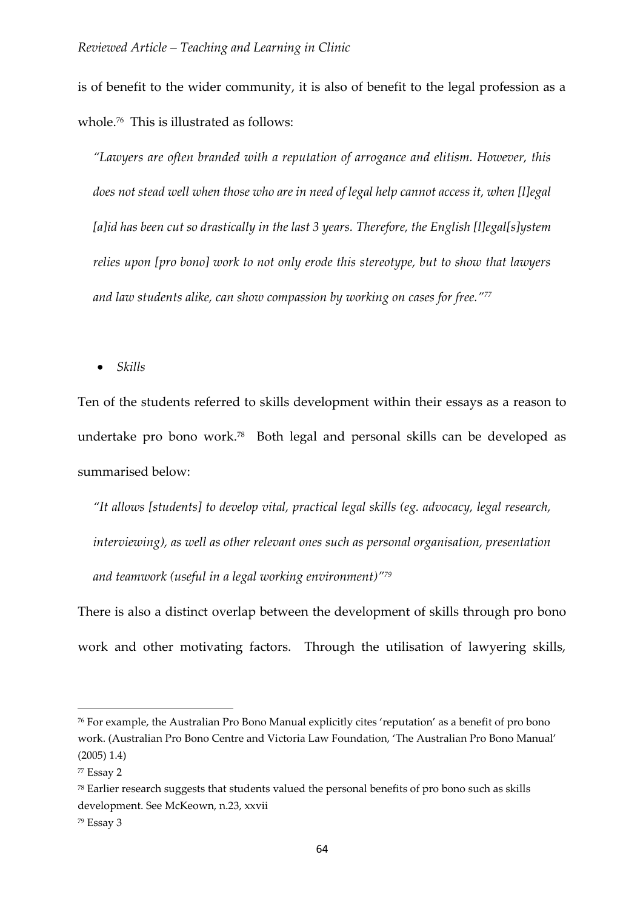is of benefit to the wider community, it is also of benefit to the legal profession as a whole.[76] This is illustrated as follows:

> *"Lawyers are often branded with a reputation of arrogance and elitism. However, this does not stead well when those who are in need of legal help cannot access it, when [l]egal [a]id has been cut so drastically in the last 3 years. Therefore, the English [l]egal[s]ystem relies upon [pro bono] work to not only erode this stereotype, but to show that lawyers and law students alike, can show compassion by working on cases for free."*[77]

- *Skills*

Ten of the students referred to skills development within their essays as a reason to undertake pro bono work.[78] Both legal and personal skills can be developed as summarised below:

> *"It allows [students] to develop vital, practical legal skills (eg. advocacy, legal research, interviewing), as well as other relevant ones such as personal organisation, presentation and teamwork (useful in a legal working environment)"*[79]

There is also a distinct overlap between the development of skills through pro bono work and other motivating factors. Through the utilisation of lawyering skills,

---

[76] For example, the Australian Pro Bono Manual explicitly cites 'reputation' as a benefit of pro bono work. (Australian Pro Bono Centre and Victoria Law Foundation, 'The Australian Pro Bono Manual' (2005) 1.4)

[77] Essay 2

[78] Earlier research suggests that students valued the personal benefits of pro bono such as skills development. See McKeown, n.23, xxvii

[79] Essay 3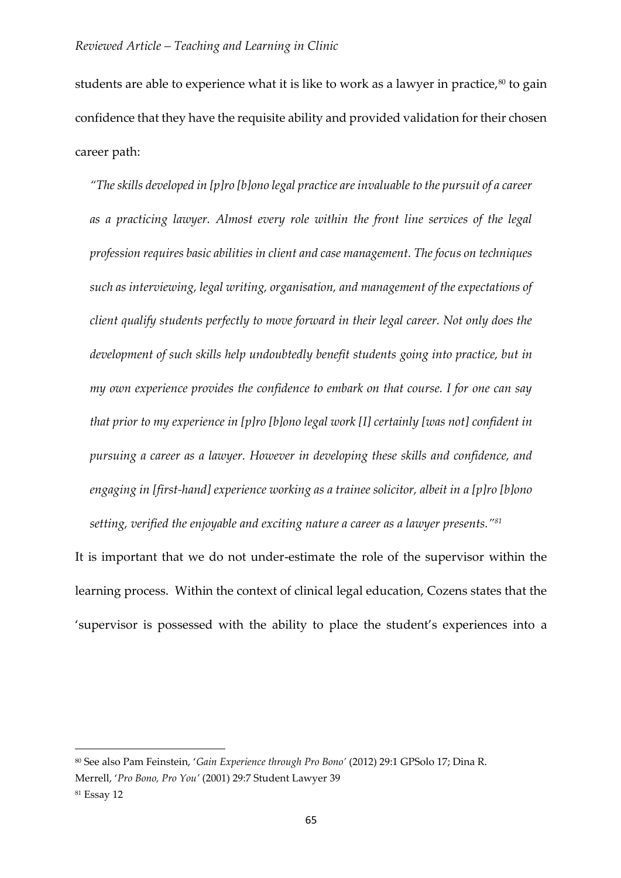students are able to experience what it is like to work as a lawyer in practice,[80] to gain confidence that they have the requisite ability and provided validation for their chosen career path:

> *"The skills developed in [p]ro [b]ono legal practice are invaluable to the pursuit of a career as a practicing lawyer. Almost every role within the front line services of the legal profession requires basic abilities in client and case management. The focus on techniques such as interviewing, legal writing, organisation, and management of the expectations of client qualify students perfectly to move forward in their legal career. Not only does the development of such skills help undoubtedly benefit students going into practice, but in my own experience provides the confidence to embark on that course. I for one can say that prior to my experience in [p]ro [b]ono legal work [I] certainly [was not] confident in pursuing a career as a lawyer. However in developing these skills and confidence, and engaging in [first-hand] experience working as a trainee solicitor, albeit in a [p]ro [b]ono setting, verified the enjoyable and exciting nature a career as a lawyer presents."*[81]

It is important that we do not under-estimate the role of the supervisor within the learning process. Within the context of clinical legal education, Cozens states that the 'supervisor is possessed with the ability to place the student's experiences into a

---

[80] See also Pam Feinstein, '*Gain Experience through Pro Bono'* (2012) 29:1 GPSolo 17; Dina R. Merrell, '*Pro Bono, Pro You'* (2001) 29:7 Student Lawyer 39

[81] Essay 12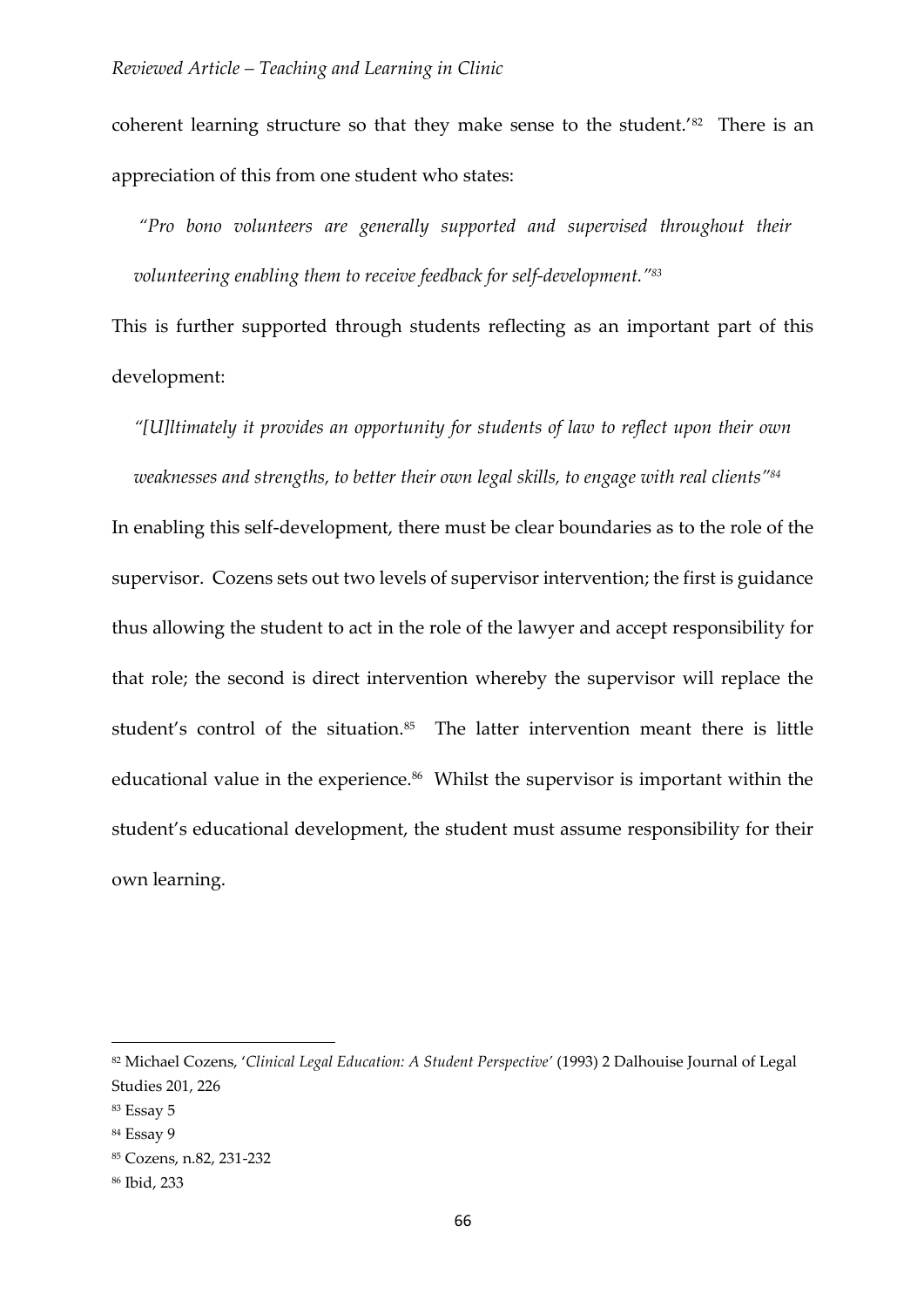coherent learning structure so that they make sense to the student.'[82] There is an appreciation of this from one student who states:

> *"Pro bono volunteers are generally supported and supervised throughout their volunteering enabling them to receive feedback for self-development."*[83]

This is further supported through students reflecting as an important part of this development:

> *"[U]ltimately it provides an opportunity for students of law to reflect upon their own weaknesses and strengths, to better their own legal skills, to engage with real clients"*[84]

In enabling this self-development, there must be clear boundaries as to the role of the supervisor. Cozens sets out two levels of supervisor intervention; the first is guidance thus allowing the student to act in the role of the lawyer and accept responsibility for that role; the second is direct intervention whereby the supervisor will replace the student's control of the situation.[85] The latter intervention meant there is little educational value in the experience.[86] Whilst the supervisor is important within the student's educational development, the student must assume responsibility for their own learning.

---

[82] Michael Cozens, '*Clinical Legal Education: A Student Perspective*' (1993) 2 Dalhouise Journal of Legal Studies 201, 226

[83] Essay 5

[84] Essay 9

[85] Cozens, n.82, 231-232

[86] Ibid, 233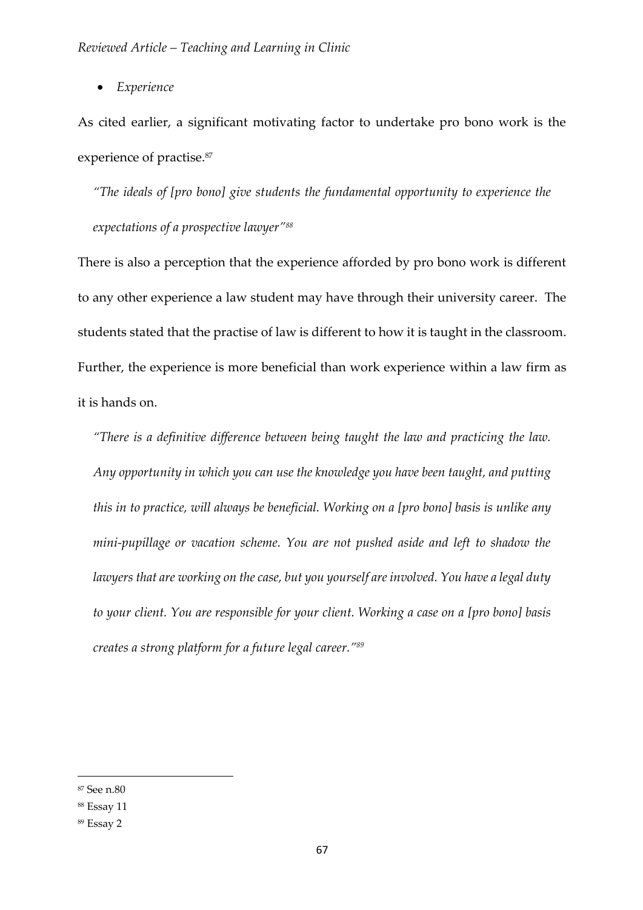- *Experience*

As cited earlier, a significant motivating factor to undertake pro bono work is the experience of practise.[87]

> *"The ideals of [pro bono] give students the fundamental opportunity to experience the expectations of a prospective lawyer"[88]*

There is also a perception that the experience afforded by pro bono work is different to any other experience a law student may have through their university career. The students stated that the practise of law is different to how it is taught in the classroom. Further, the experience is more beneficial than work experience within a law firm as it is hands on.

> *"There is a definitive difference between being taught the law and practicing the law. Any opportunity in which you can use the knowledge you have been taught, and putting this in to practice, will always be beneficial. Working on a [pro bono] basis is unlike any mini-pupillage or vacation scheme. You are not pushed aside and left to shadow the lawyers that are working on the case, but you yourself are involved. You have a legal duty to your client. You are responsible for your client. Working a case on a [pro bono] basis creates a strong platform for a future legal career."[89]*

---

[87] See n.80

[88] Essay 11

[89] Essay 2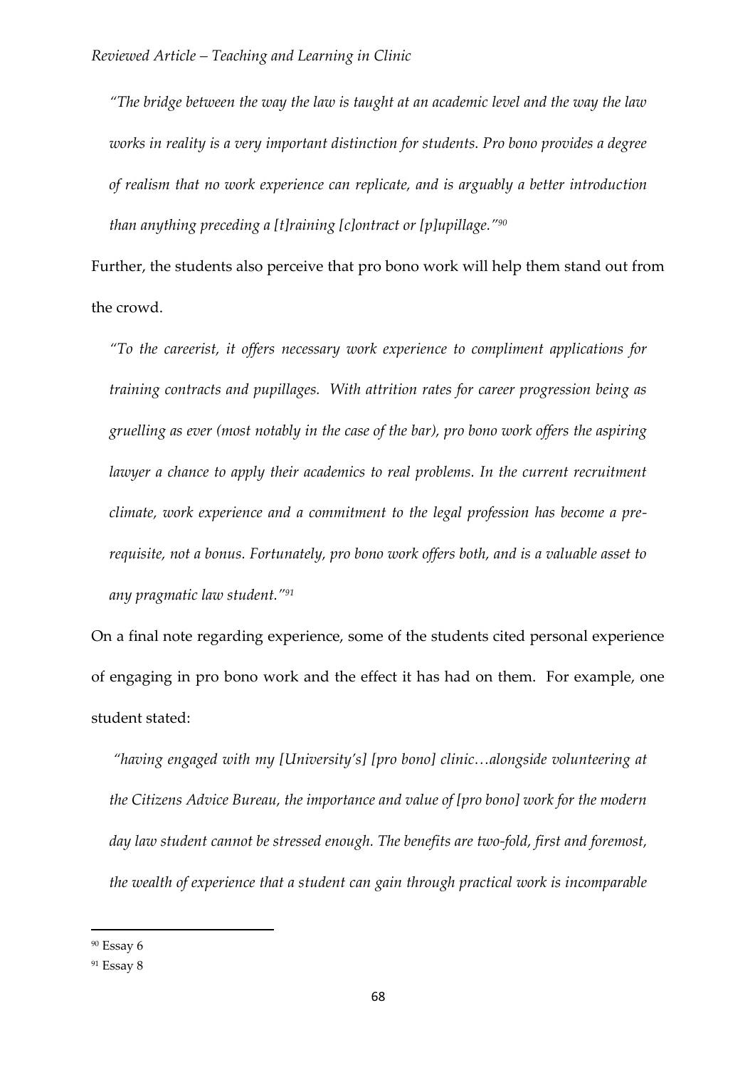*"The bridge between the way the law is taught at an academic level and the way the law works in reality is a very important distinction for students. Pro bono provides a degree of realism that no work experience can replicate, and is arguably a better introduction than anything preceding a [t]raining [c]ontract or [p]upillage."*[90]

Further, the students also perceive that pro bono work will help them stand out from the crowd.

*"To the careerist, it offers necessary work experience to compliment applications for training contracts and pupillages. With attrition rates for career progression being as gruelling as ever (most notably in the case of the bar), pro bono work offers the aspiring lawyer a chance to apply their academics to real problems. In the current recruitment climate, work experience and a commitment to the legal profession has become a pre-requisite, not a bonus. Fortunately, pro bono work offers both, and is a valuable asset to any pragmatic law student."*[91]

On a final note regarding experience, some of the students cited personal experience of engaging in pro bono work and the effect it has had on them. For example, one student stated:

*"having engaged with my [University's] [pro bono] clinic…alongside volunteering at the Citizens Advice Bureau, the importance and value of [pro bono] work for the modern day law student cannot be stressed enough. The benefits are two-fold, first and foremost, the wealth of experience that a student can gain through practical work is incomparable*

---

[90] Essay 6

[91] Essay 8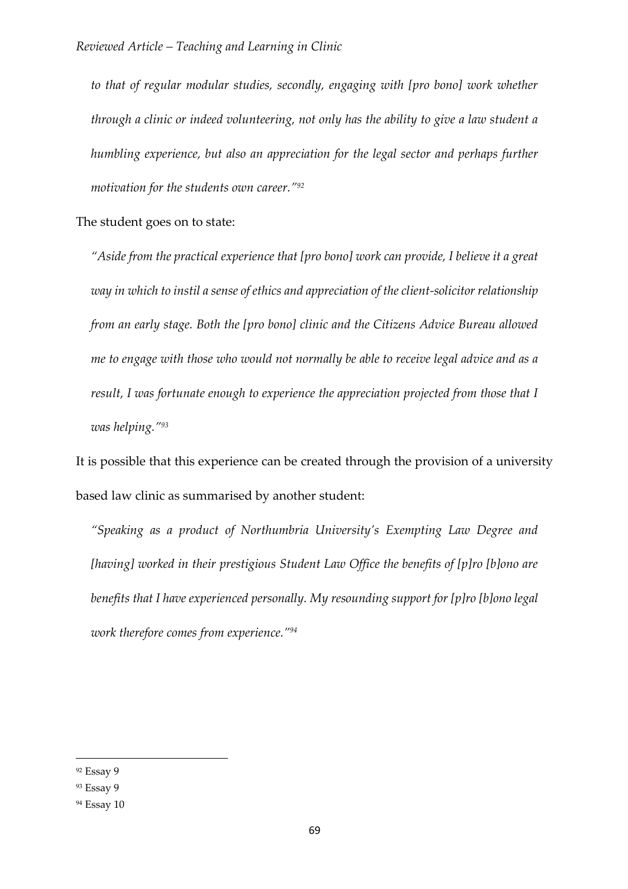*to that of regular modular studies, secondly, engaging with [pro bono] work whether through a clinic or indeed volunteering, not only has the ability to give a law student a humbling experience, but also an appreciation for the legal sector and perhaps further motivation for the students own career."*[92]

The student goes on to state:

*"Aside from the practical experience that [pro bono] work can provide, I believe it a great way in which to instil a sense of ethics and appreciation of the client-solicitor relationship from an early stage. Both the [pro bono] clinic and the Citizens Advice Bureau allowed me to engage with those who would not normally be able to receive legal advice and as a result, I was fortunate enough to experience the appreciation projected from those that I was helping."*[93]

It is possible that this experience can be created through the provision of a university based law clinic as summarised by another student:

*"Speaking as a product of Northumbria University's Exempting Law Degree and [having] worked in their prestigious Student Law Office the benefits of [p]ro [b]ono are benefits that I have experienced personally. My resounding support for [p]ro [b]ono legal work therefore comes from experience."*[94]

---

[92] Essay 9

[93] Essay 9

[94] Essay 10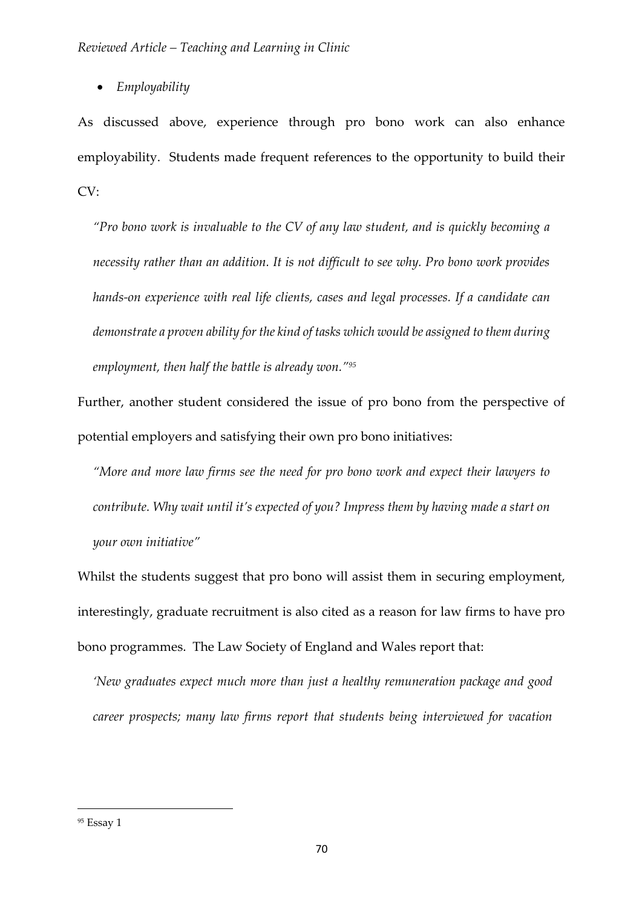- *Employability*

As discussed above, experience through pro bono work can also enhance employability. Students made frequent references to the opportunity to build their CV:

> *"Pro bono work is invaluable to the CV of any law student, and is quickly becoming a necessity rather than an addition. It is not difficult to see why. Pro bono work provides hands-on experience with real life clients, cases and legal processes. If a candidate can demonstrate a proven ability for the kind of tasks which would be assigned to them during employment, then half the battle is already won."*[95]

Further, another student considered the issue of pro bono from the perspective of potential employers and satisfying their own pro bono initiatives:

> *"More and more law firms see the need for pro bono work and expect their lawyers to contribute. Why wait until it's expected of you? Impress them by having made a start on your own initiative"*

Whilst the students suggest that pro bono will assist them in securing employment, interestingly, graduate recruitment is also cited as a reason for law firms to have pro bono programmes. The Law Society of England and Wales report that:

> *'New graduates expect much more than just a healthy remuneration package and good career prospects; many law firms report that students being interviewed for vacation*

---

[95] Essay 1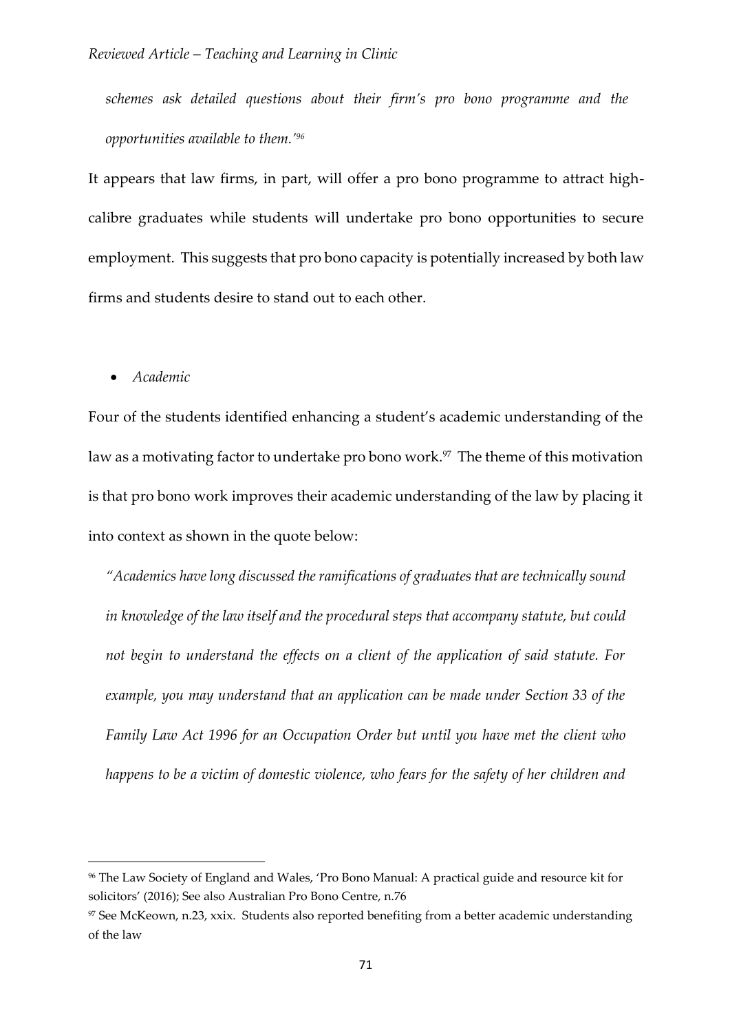*schemes ask detailed questions about their firm's pro bono programme and the opportunities available to them.'*[96]

It appears that law firms, in part, will offer a pro bono programme to attract high-calibre graduates while students will undertake pro bono opportunities to secure employment. This suggests that pro bono capacity is potentially increased by both law firms and students desire to stand out to each other.

- *Academic*

Four of the students identified enhancing a student's academic understanding of the law as a motivating factor to undertake pro bono work.[97] The theme of this motivation is that pro bono work improves their academic understanding of the law by placing it into context as shown in the quote below:

*"Academics have long discussed the ramifications of graduates that are technically sound in knowledge of the law itself and the procedural steps that accompany statute, but could not begin to understand the effects on a client of the application of said statute. For example, you may understand that an application can be made under Section 33 of the Family Law Act 1996 for an Occupation Order but until you have met the client who happens to be a victim of domestic violence, who fears for the safety of her children and*

---

[96] The Law Society of England and Wales, 'Pro Bono Manual: A practical guide and resource kit for solicitors' (2016); See also Australian Pro Bono Centre, n.76

[97] See McKeown, n.23, xxix. Students also reported benefiting from a better academic understanding of the law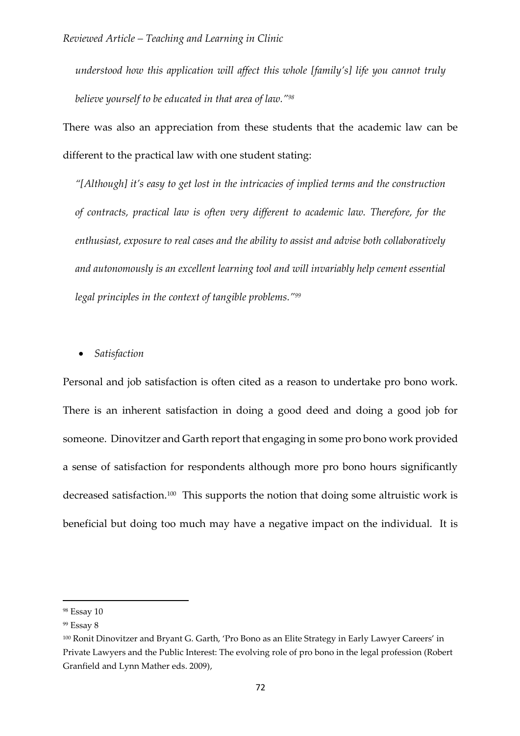*understood how this application will affect this whole [family's] life you cannot truly believe yourself to be educated in that area of law."*[98]

There was also an appreciation from these students that the academic law can be different to the practical law with one student stating:

*"[Although] it's easy to get lost in the intricacies of implied terms and the construction of contracts, practical law is often very different to academic law. Therefore, for the enthusiast, exposure to real cases and the ability to assist and advise both collaboratively and autonomously is an excellent learning tool and will invariably help cement essential legal principles in the context of tangible problems."*[99]

- *Satisfaction*

Personal and job satisfaction is often cited as a reason to undertake pro bono work. There is an inherent satisfaction in doing a good deed and doing a good job for someone. Dinovitzer and Garth report that engaging in some pro bono work provided a sense of satisfaction for respondents although more pro bono hours significantly decreased satisfaction.[100] This supports the notion that doing some altruistic work is beneficial but doing too much may have a negative impact on the individual. It is

---

[98] Essay 10

[99] Essay 8

[100] Ronit Dinovitzer and Bryant G. Garth, 'Pro Bono as an Elite Strategy in Early Lawyer Careers' in Private Lawyers and the Public Interest: The evolving role of pro bono in the legal profession (Robert Granfield and Lynn Mather eds. 2009),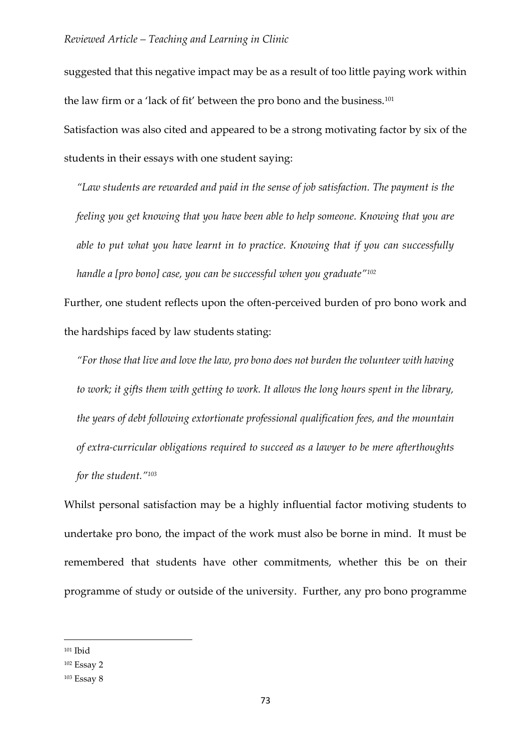suggested that this negative impact may be as a result of too little paying work within the law firm or a 'lack of fit' between the pro bono and the business.[101]

Satisfaction was also cited and appeared to be a strong motivating factor by six of the students in their essays with one student saying:

> *"Law students are rewarded and paid in the sense of job satisfaction. The payment is the feeling you get knowing that you have been able to help someone. Knowing that you are able to put what you have learnt in to practice. Knowing that if you can successfully handle a [pro bono] case, you can be successful when you graduate"*[102]

Further, one student reflects upon the often-perceived burden of pro bono work and the hardships faced by law students stating:

> *"For those that live and love the law, pro bono does not burden the volunteer with having to work; it gifts them with getting to work. It allows the long hours spent in the library, the years of debt following extortionate professional qualification fees, and the mountain of extra-curricular obligations required to succeed as a lawyer to be mere afterthoughts for the student."*[103]

Whilst personal satisfaction may be a highly influential factor motiving students to undertake pro bono, the impact of the work must also be borne in mind. It must be remembered that students have other commitments, whether this be on their programme of study or outside of the university. Further, any pro bono programme

---

[101] Ibid

[102] Essay 2

[103] Essay 8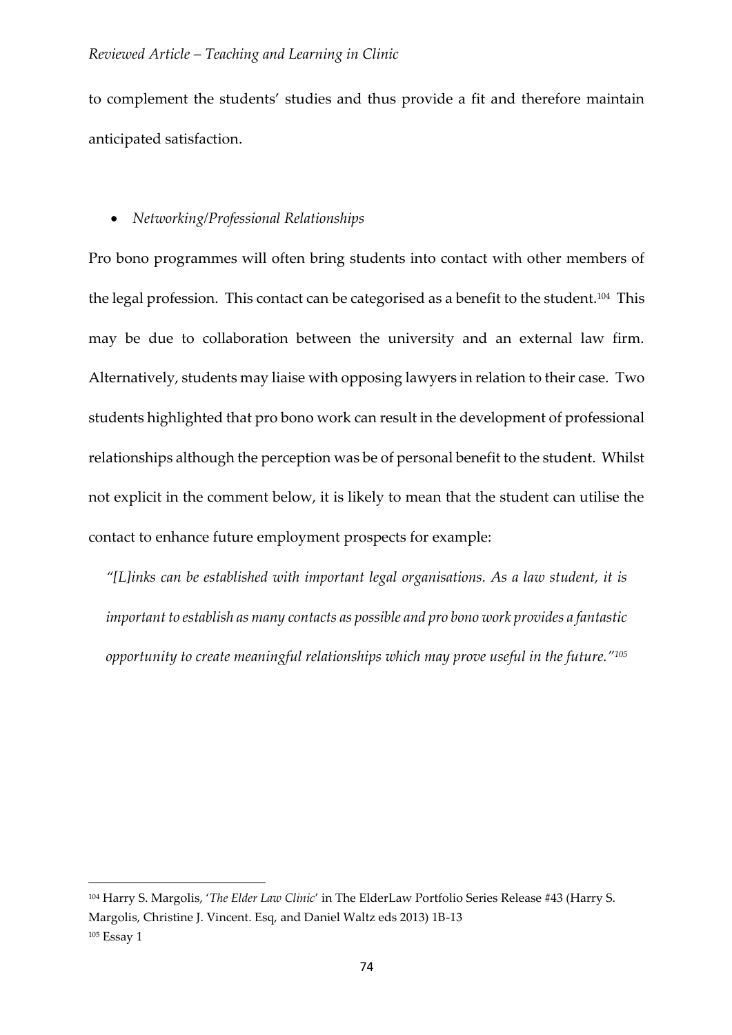to complement the students' studies and thus provide a fit and therefore maintain anticipated satisfaction.

- *Networking/Professional Relationships*

Pro bono programmes will often bring students into contact with other members of the legal profession. This contact can be categorised as a benefit to the student.[104] This may be due to collaboration between the university and an external law firm. Alternatively, students may liaise with opposing lawyers in relation to their case. Two students highlighted that pro bono work can result in the development of professional relationships although the perception was be of personal benefit to the student. Whilst not explicit in the comment below, it is likely to mean that the student can utilise the contact to enhance future employment prospects for example:

*"[L]inks can be established with important legal organisations. As a law student, it is important to establish as many contacts as possible and pro bono work provides a fantastic opportunity to create meaningful relationships which may prove useful in the future."[105]*

---

[104] Harry S. Margolis, '*The Elder Law Clinic*' in The ElderLaw Portfolio Series Release #43 (Harry S. Margolis, Christine J. Vincent. Esq, and Daniel Waltz eds 2013) 1B-13

[105] Essay 1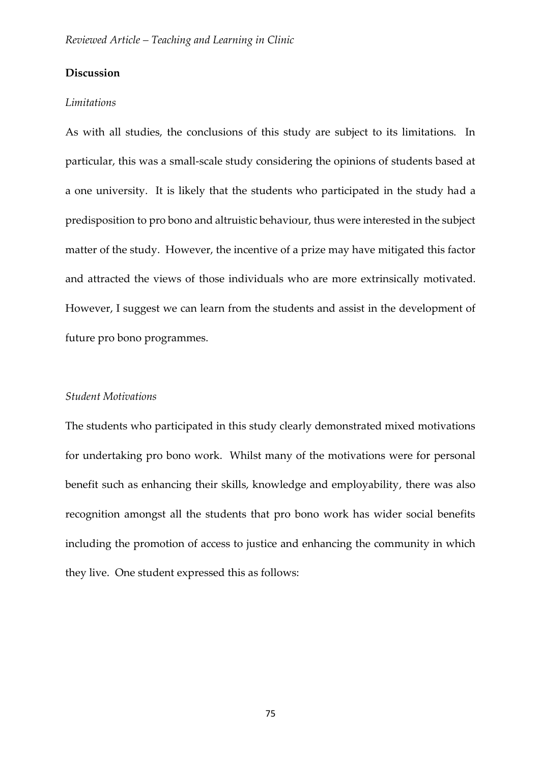## Discussion

### *Limitations*

As with all studies, the conclusions of this study are subject to its limitations. In particular, this was a small-scale study considering the opinions of students based at a one university. It is likely that the students who participated in the study had a predisposition to pro bono and altruistic behaviour, thus were interested in the subject matter of the study. However, the incentive of a prize may have mitigated this factor and attracted the views of those individuals who are more extrinsically motivated. However, I suggest we can learn from the students and assist in the development of future pro bono programmes.

### *Student Motivations*

The students who participated in this study clearly demonstrated mixed motivations for undertaking pro bono work. Whilst many of the motivations were for personal benefit such as enhancing their skills, knowledge and employability, there was also recognition amongst all the students that pro bono work has wider social benefits including the promotion of access to justice and enhancing the community in which they live. One student expressed this as follows: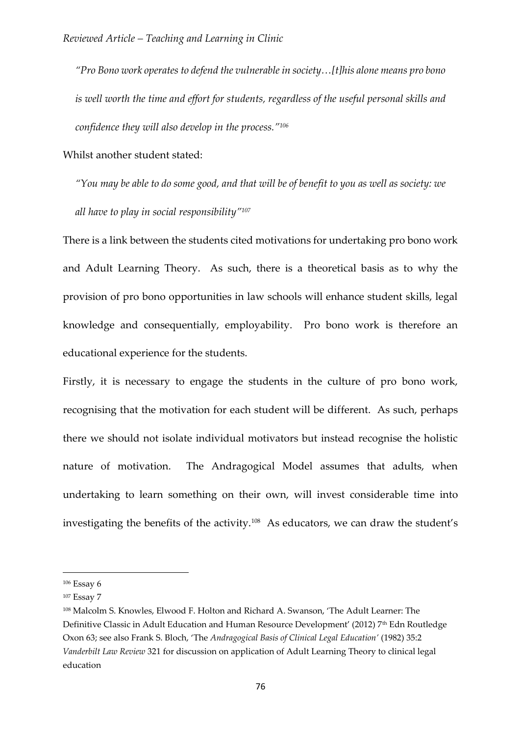*"Pro Bono work operates to defend the vulnerable in society…[t]his alone means pro bono is well worth the time and effort for students, regardless of the useful personal skills and confidence they will also develop in the process."*[106]

Whilst another student stated:

*"You may be able to do some good, and that will be of benefit to you as well as society: we all have to play in social responsibility"*[107]

There is a link between the students cited motivations for undertaking pro bono work and Adult Learning Theory. As such, there is a theoretical basis as to why the provision of pro bono opportunities in law schools will enhance student skills, legal knowledge and consequentially, employability. Pro bono work is therefore an educational experience for the students.

Firstly, it is necessary to engage the students in the culture of pro bono work, recognising that the motivation for each student will be different. As such, perhaps there we should not isolate individual motivators but instead recognise the holistic nature of motivation. The Andragogical Model assumes that adults, when undertaking to learn something on their own, will invest considerable time into investigating the benefits of the activity.[108] As educators, we can draw the student's

---

[106] Essay 6

[107] Essay 7

[108] Malcolm S. Knowles, Elwood F. Holton and Richard A. Swanson, 'The Adult Learner: The Definitive Classic in Adult Education and Human Resource Development' (2012) 7th Edn Routledge Oxon 63; see also Frank S. Bloch, 'The *Andragogical Basis of Clinical Legal Education'* (1982) 35:2 *Vanderbilt Law Review* 321 for discussion on application of Adult Learning Theory to clinical legal education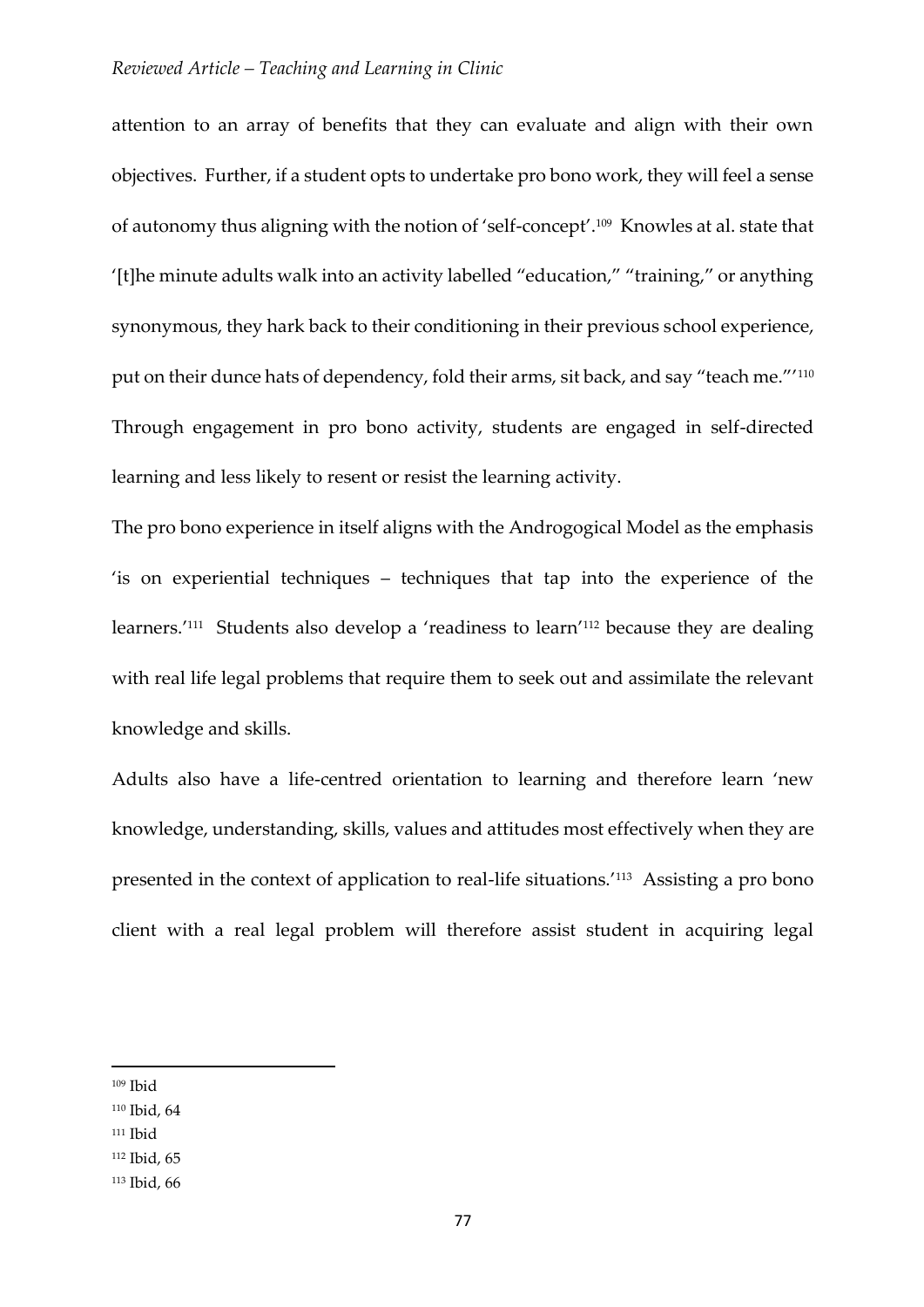attention to an array of benefits that they can evaluate and align with their own objectives. Further, if a student opts to undertake pro bono work, they will feel a sense of autonomy thus aligning with the notion of 'self-concept'.[109] Knowles at al. state that '[t]he minute adults walk into an activity labelled "education," "training," or anything synonymous, they hark back to their conditioning in their previous school experience, put on their dunce hats of dependency, fold their arms, sit back, and say "teach me."'[110] Through engagement in pro bono activity, students are engaged in self-directed learning and less likely to resent or resist the learning activity.

The pro bono experience in itself aligns with the Androgogical Model as the emphasis 'is on experiential techniques – techniques that tap into the experience of the learners.'[111] Students also develop a 'readiness to learn'[112] because they are dealing with real life legal problems that require them to seek out and assimilate the relevant knowledge and skills.

Adults also have a life-centred orientation to learning and therefore learn 'new knowledge, understanding, skills, values and attitudes most effectively when they are presented in the context of application to real-life situations.'[113] Assisting a pro bono client with a real legal problem will therefore assist student in acquiring legal

---

[109] Ibid

[110] Ibid, 64

[111] Ibid

[112] Ibid, 65

[113] Ibid, 66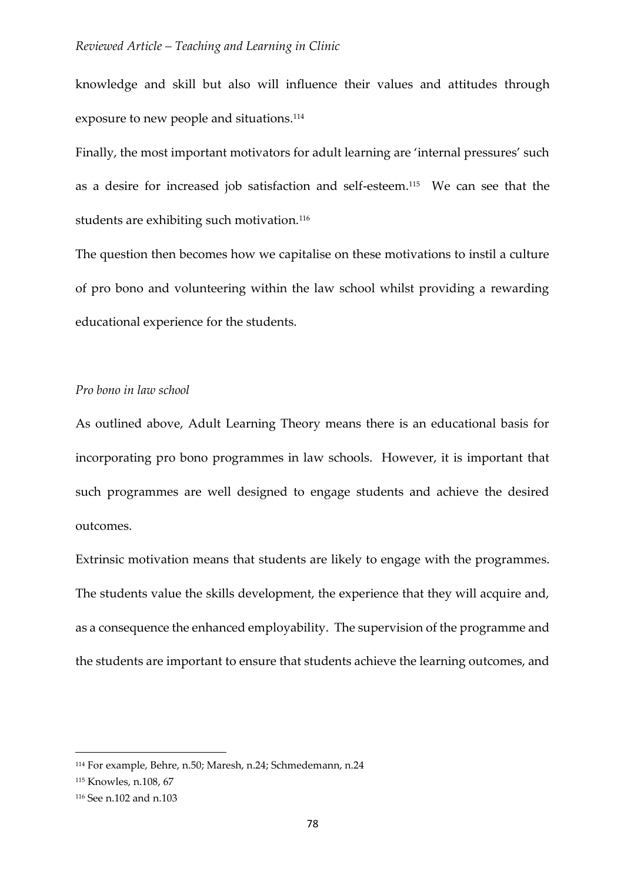knowledge and skill but also will influence their values and attitudes through exposure to new people and situations.[114]

Finally, the most important motivators for adult learning are 'internal pressures' such as a desire for increased job satisfaction and self-esteem.[115] We can see that the students are exhibiting such motivation.[116]

The question then becomes how we capitalise on these motivations to instil a culture of pro bono and volunteering within the law school whilst providing a rewarding educational experience for the students.

*Pro bono in law school*

As outlined above, Adult Learning Theory means there is an educational basis for incorporating pro bono programmes in law schools. However, it is important that such programmes are well designed to engage students and achieve the desired outcomes.

Extrinsic motivation means that students are likely to engage with the programmes. The students value the skills development, the experience that they will acquire and, as a consequence the enhanced employability. The supervision of the programme and the students are important to ensure that students achieve the learning outcomes, and

---

[114] For example, Behre, n.50; Maresh, n.24; Schmedemann, n.24

[115] Knowles, n.108, 67

[116] See n.102 and n.103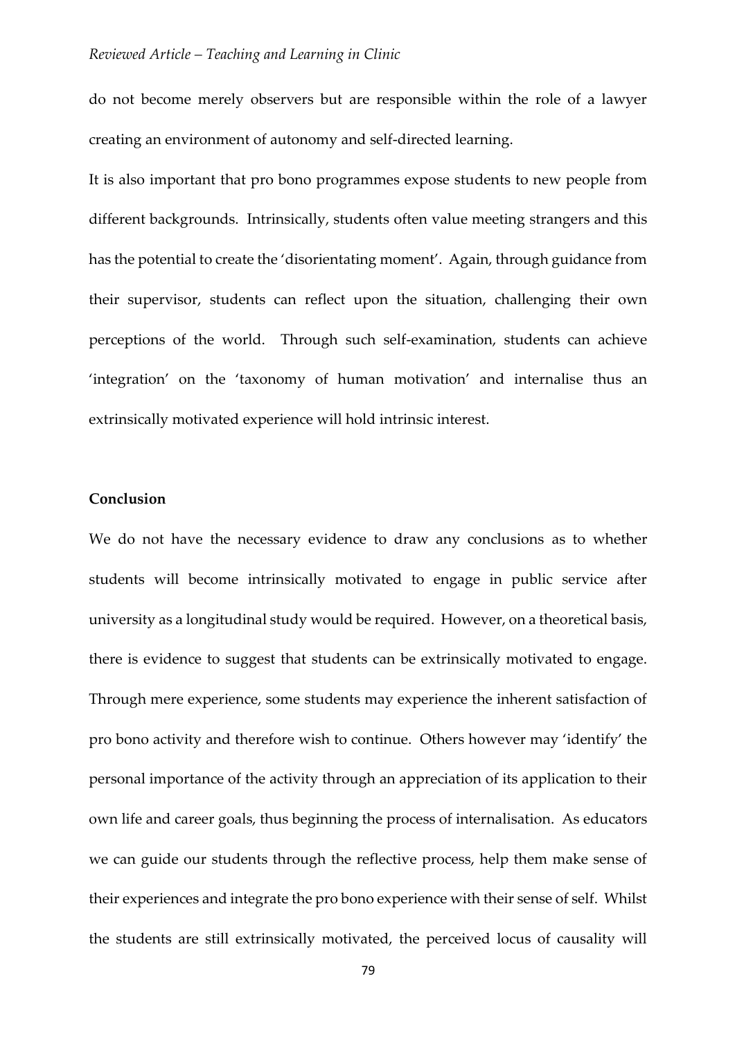do not become merely observers but are responsible within the role of a lawyer creating an environment of autonomy and self-directed learning.

It is also important that pro bono programmes expose students to new people from different backgrounds. Intrinsically, students often value meeting strangers and this has the potential to create the 'disorientating moment'. Again, through guidance from their supervisor, students can reflect upon the situation, challenging their own perceptions of the world. Through such self-examination, students can achieve 'integration' on the 'taxonomy of human motivation' and internalise thus an extrinsically motivated experience will hold intrinsic interest.

**Conclusion**

We do not have the necessary evidence to draw any conclusions as to whether students will become intrinsically motivated to engage in public service after university as a longitudinal study would be required. However, on a theoretical basis, there is evidence to suggest that students can be extrinsically motivated to engage. Through mere experience, some students may experience the inherent satisfaction of pro bono activity and therefore wish to continue. Others however may 'identify' the personal importance of the activity through an appreciation of its application to their own life and career goals, thus beginning the process of internalisation. As educators we can guide our students through the reflective process, help them make sense of their experiences and integrate the pro bono experience with their sense of self. Whilst the students are still extrinsically motivated, the perceived locus of causality will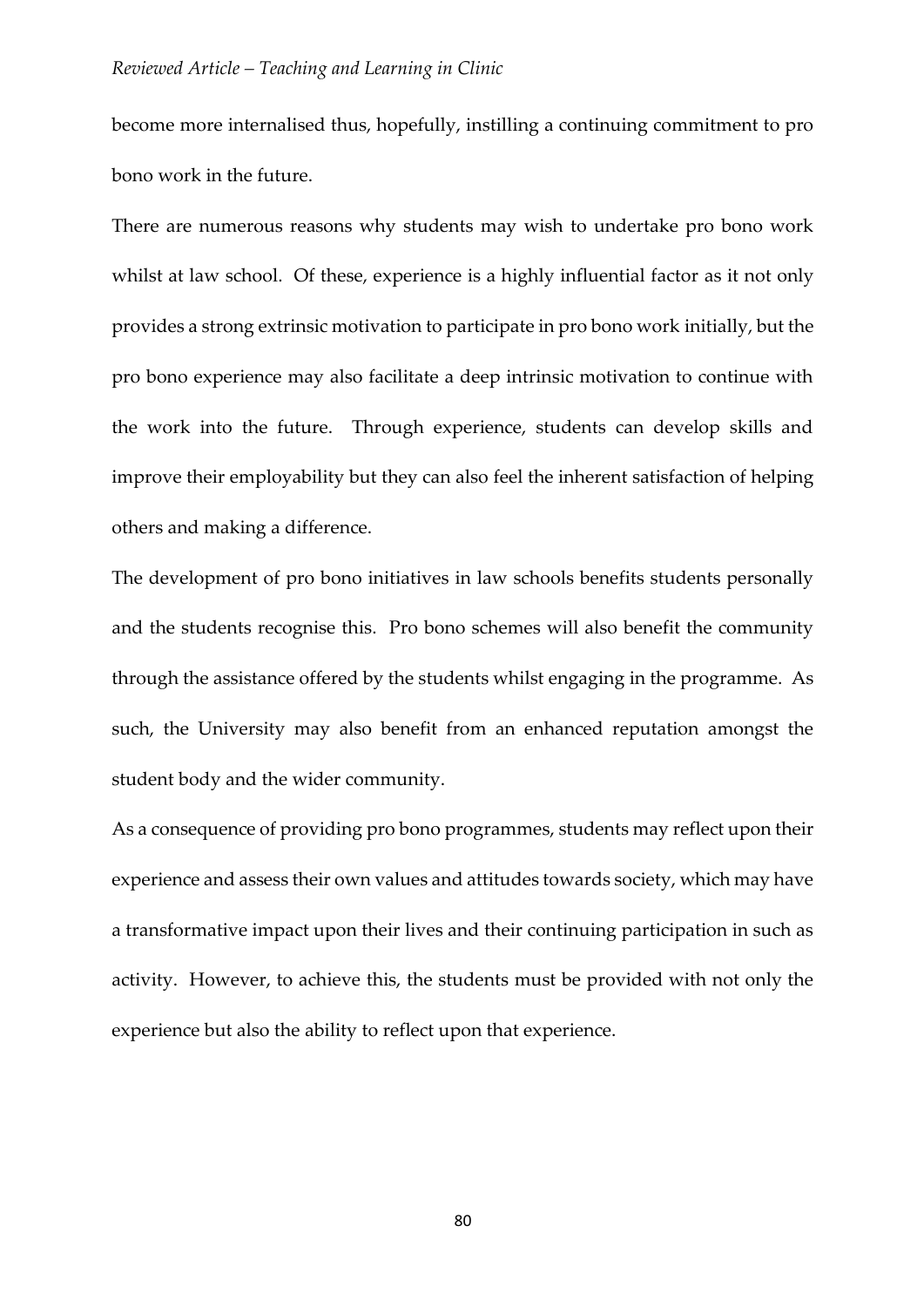become more internalised thus, hopefully, instilling a continuing commitment to pro bono work in the future.

There are numerous reasons why students may wish to undertake pro bono work whilst at law school. Of these, experience is a highly influential factor as it not only provides a strong extrinsic motivation to participate in pro bono work initially, but the pro bono experience may also facilitate a deep intrinsic motivation to continue with the work into the future. Through experience, students can develop skills and improve their employability but they can also feel the inherent satisfaction of helping others and making a difference.

The development of pro bono initiatives in law schools benefits students personally and the students recognise this. Pro bono schemes will also benefit the community through the assistance offered by the students whilst engaging in the programme. As such, the University may also benefit from an enhanced reputation amongst the student body and the wider community.

As a consequence of providing pro bono programmes, students may reflect upon their experience and assess their own values and attitudes towards society, which may have a transformative impact upon their lives and their continuing participation in such as activity. However, to achieve this, the students must be provided with not only the experience but also the ability to reflect upon that experience.